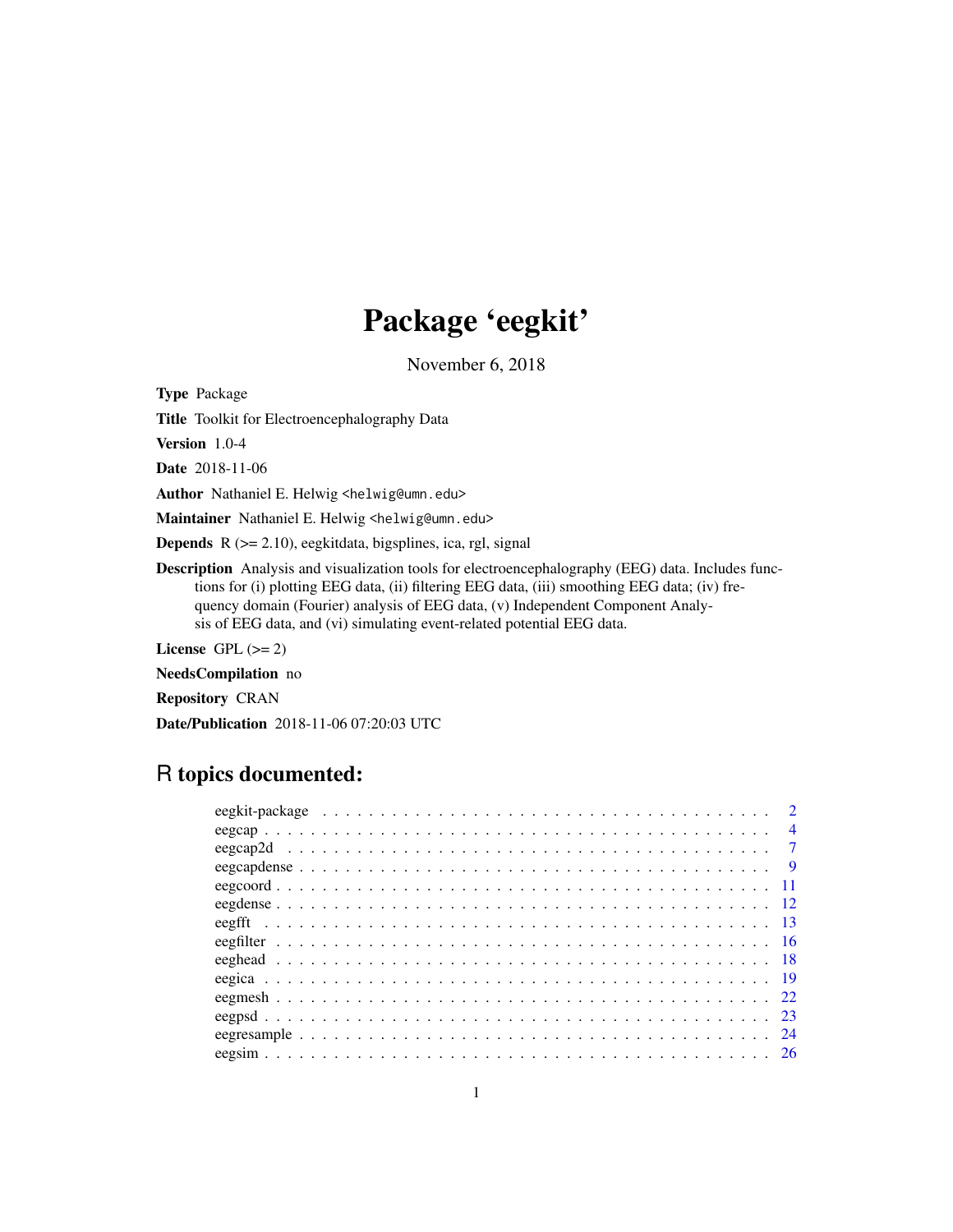# Package 'eegkit'

November 6, 2018

**Type** Package

**Title** Toolkit for Electroencephalography Data

**Version** 1.0-4

**Date** 2018-11-06

**Author** Nathaniel E. Helwig <helwig@umn.edu>

**Maintainer** Nathaniel E. Helwig <helwig@umn.edu>

**Depends** R (>= 2.10), eegkitdata, bigsplines, ica, rgl, signal

**Description** Analysis and visualization tools for electroencephalography (EEG) data. Includes functions for (i) plotting EEG data, (ii) filtering EEG data, (iii) smoothing EEG data; (iv) frequency domain (Fourier) analysis of EEG data, (v) Independent Component Analysis of EEG data, and (vi) simulating event-related potential EEG data.

**License** GPL (>= 2)

**NeedsCompilation** no

**Repository** CRAN

**Date/Publication** 2018-11-06 07:20:03 UTC

## R topics documented:

| | |
|---|---|
| eegkit-package | 2 |
| eegcap | 4 |
| eegcap2d | 7 |
| eegcapdense | 9 |
| eegcoord | 11 |
| eegdense | 12 |
| eegfft | 13 |
| eegfilter | 16 |
| eeghead | 18 |
| eegica | 19 |
| eegmesh | 22 |
| eegpsd | 23 |
| eegresample | 24 |
| eegsim | 26 |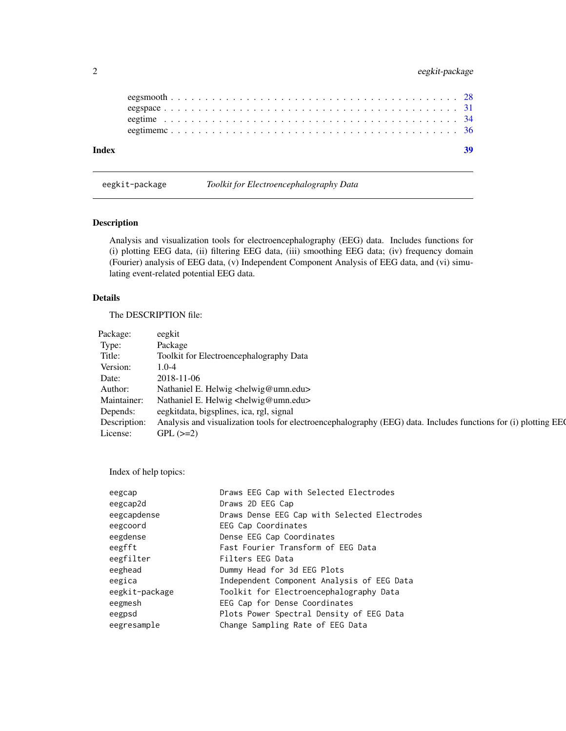eegsmooth . . . . . . . . . . . . . . . . . . . . . . . . . . . . . . . . . . . . . . . . 28
eegspace . . . . . . . . . . . . . . . . . . . . . . . . . . . . . . . . . . . . . . . . 31
eegtime . . . . . . . . . . . . . . . . . . . . . . . . . . . . . . . . . . . . . . . . 34
eegtimemc . . . . . . . . . . . . . . . . . . . . . . . . . . . . . . . . . . . . . . . . 36

**Index** 39

---

`eegkit-package` *Toolkit for Electroencephalography Data*

---

## Description

Analysis and visualization tools for electroencephalography (EEG) data. Includes functions for (i) plotting EEG data, (ii) filtering EEG data, (iii) smoothing EEG data; (iv) frequency domain (Fourier) analysis of EEG data, (v) Independent Component Analysis of EEG data, and (vi) simulating event-related potential EEG data.

## Details

The DESCRIPTION file:

| | |
|---|---|
| Package: | eegkit |
| Type: | Package |
| Title: | Toolkit for Electroencephalography Data |
| Version: | 1.0-4 |
| Date: | 2018-11-06 |
| Author: | Nathaniel E. Helwig <helwig@umn.edu> |
| Maintainer: | Nathaniel E. Helwig <helwig@umn.edu> |
| Depends: | eegkitdata, bigsplines, ica, rgl, signal |
| Description: | Analysis and visualization tools for electroencephalography (EEG) data. Includes functions for (i) plotting EE |
| License: | GPL (>=2) |

Index of help topics:

```
eegcap                  Draws EEG Cap with Selected Electrodes
eegcap2d                Draws 2D EEG Cap
eegcapdense             Draws Dense EEG Cap with Selected Electrodes
eegcoord                EEG Cap Coordinates
eegdense                Dense EEG Cap Coordinates
eegfft                  Fast Fourier Transform of EEG Data
eegfilter               Filters EEG Data
eeghead                 Dummy Head for 3d EEG Plots
eegica                  Independent Component Analysis of EEG Data
eegkit-package          Toolkit for Electroencephalography Data
eegmesh                 EEG Cap for Dense Coordinates
eegpsd                  Plots Power Spectral Density of EEG Data
eegresample             Change Sampling Rate of EEG Data
```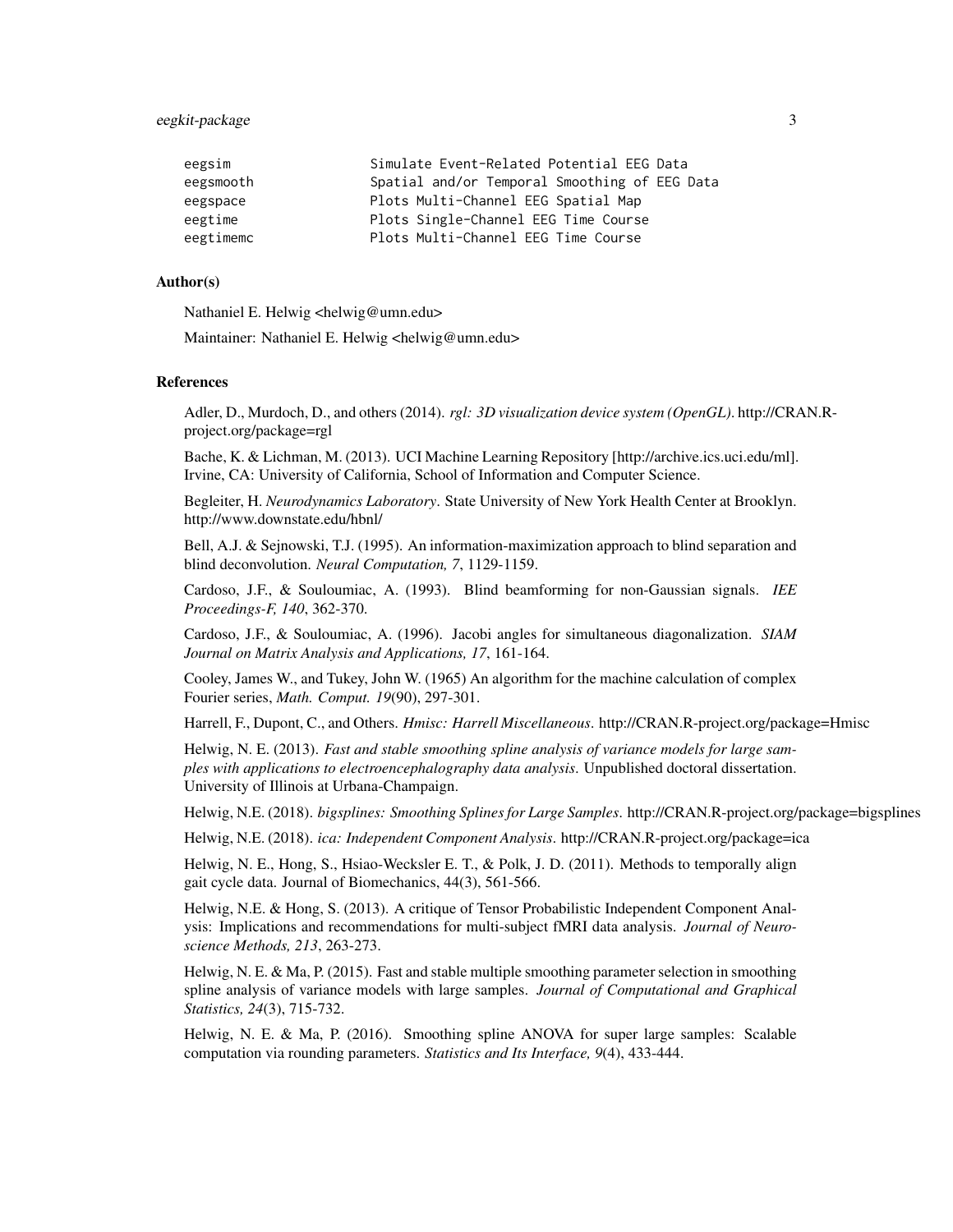```
eegsim                  Simulate Event-Related Potential EEG Data
eegsmooth               Spatial and/or Temporal Smoothing of EEG Data
eegspace                Plots Multi-Channel EEG Spatial Map
eegtime                 Plots Single-Channel EEG Time Course
eegtimemc               Plots Multi-Channel EEG Time Course
```

## Author(s)

Nathaniel E. Helwig <helwig@umn.edu>

Maintainer: Nathaniel E. Helwig <helwig@umn.edu>

## References

Adler, D., Murdoch, D., and others (2014). *rgl: 3D visualization device system (OpenGL)*. http://CRAN.R-project.org/package=rgl

Bache, K. & Lichman, M. (2013). UCI Machine Learning Repository [http://archive.ics.uci.edu/ml]. Irvine, CA: University of California, School of Information and Computer Science.

Begleiter, H. *Neurodynamics Laboratory*. State University of New York Health Center at Brooklyn. http://www.downstate.edu/hbnl/

Bell, A.J. & Sejnowski, T.J. (1995). An information-maximization approach to blind separation and blind deconvolution. *Neural Computation, 7*, 1129-1159.

Cardoso, J.F., & Souloumiac, A. (1993). Blind beamforming for non-Gaussian signals. *IEE Proceedings-F, 140*, 362-370.

Cardoso, J.F., & Souloumiac, A. (1996). Jacobi angles for simultaneous diagonalization. *SIAM Journal on Matrix Analysis and Applications, 17*, 161-164.

Cooley, James W., and Tukey, John W. (1965) An algorithm for the machine calculation of complex Fourier series, *Math. Comput. 19*(90), 297-301.

Harrell, F., Dupont, C., and Others. *Hmisc: Harrell Miscellaneous*. http://CRAN.R-project.org/package=Hmisc

Helwig, N. E. (2013). *Fast and stable smoothing spline analysis of variance models for large samples with applications to electroencephalography data analysis*. Unpublished doctoral dissertation. University of Illinois at Urbana-Champaign.

Helwig, N.E. (2018). *bigsplines: Smoothing Splines for Large Samples*. http://CRAN.R-project.org/package=bigsplines

Helwig, N.E. (2018). *ica: Independent Component Analysis*. http://CRAN.R-project.org/package=ica

Helwig, N. E., Hong, S., Hsiao-Wecksler E. T., & Polk, J. D. (2011). Methods to temporally align gait cycle data. Journal of Biomechanics, 44(3), 561-566.

Helwig, N.E. & Hong, S. (2013). A critique of Tensor Probabilistic Independent Component Analysis: Implications and recommendations for multi-subject fMRI data analysis. *Journal of Neuroscience Methods, 213*, 263-273.

Helwig, N. E. & Ma, P. (2015). Fast and stable multiple smoothing parameter selection in smoothing spline analysis of variance models with large samples. *Journal of Computational and Graphical Statistics, 24*(3), 715-732.

Helwig, N. E. & Ma, P. (2016). Smoothing spline ANOVA for super large samples: Scalable computation via rounding parameters. *Statistics and Its Interface, 9*(4), 433-444.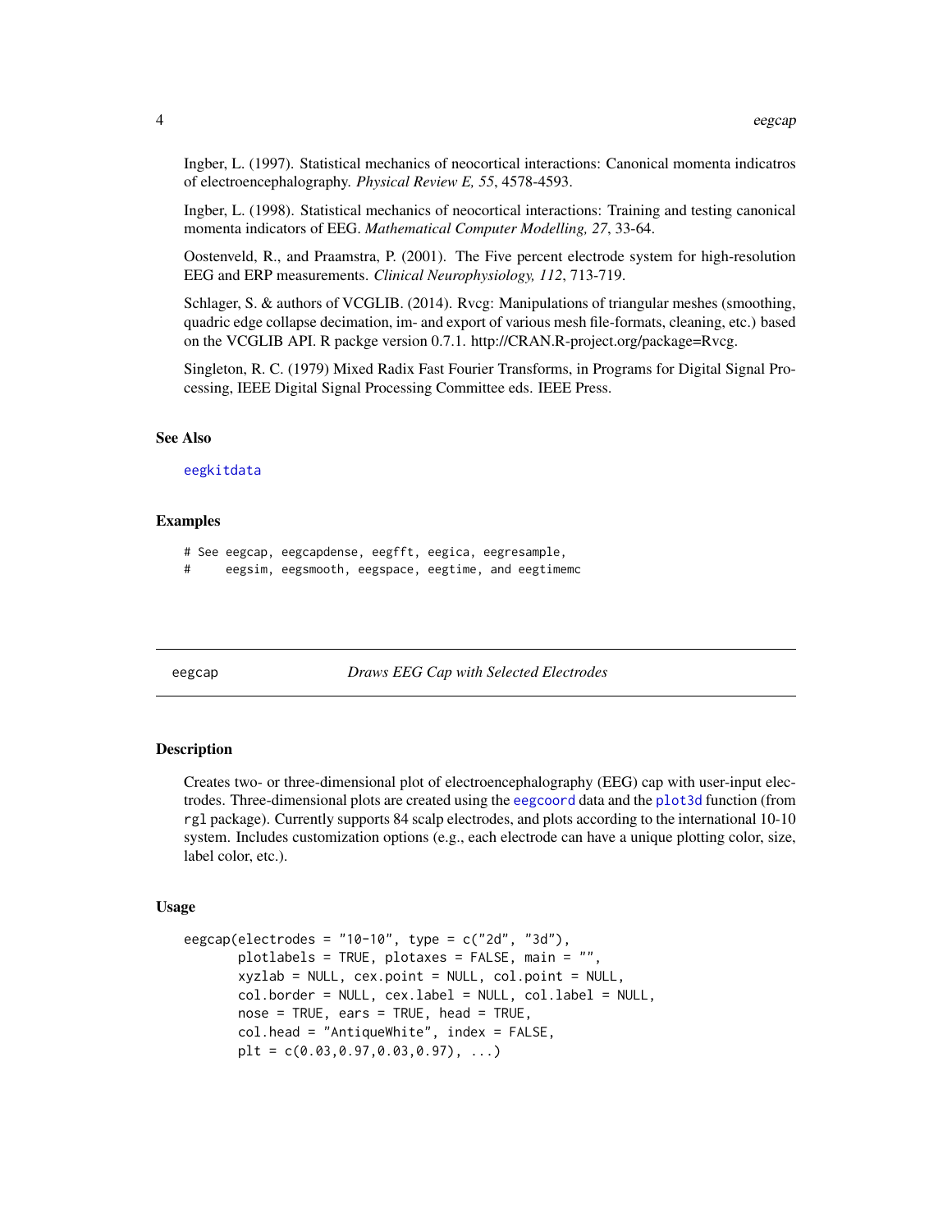Ingber, L. (1997). Statistical mechanics of neocortical interactions: Canonical momenta indicatros of electroencephalography. *Physical Review E, 55*, 4578-4593.

Ingber, L. (1998). Statistical mechanics of neocortical interactions: Training and testing canonical momenta indicators of EEG. *Mathematical Computer Modelling, 27*, 33-64.

Oostenveld, R., and Praamstra, P. (2001). The Five percent electrode system for high-resolution EEG and ERP measurements. *Clinical Neurophysiology, 112*, 713-719.

Schlager, S. & authors of VCGLIB. (2014). Rvcg: Manipulations of triangular meshes (smoothing, quadric edge collapse decimation, im- and export of various mesh file-formats, cleaning, etc.) based on the VCGLIB API. R packge version 0.7.1. http://CRAN.R-project.org/package=Rvcg.

Singleton, R. C. (1979) Mixed Radix Fast Fourier Transforms, in Programs for Digital Signal Processing, IEEE Digital Signal Processing Committee eds. IEEE Press.

### See Also

eegkitdata

### Examples

```
# See eegcap, eegcapdense, eegfft, eegica, eegresample,
#     eegsim, eegsmooth, eegspace, eegtime, and eegtimemc
```

---

## eegcap — *Draws EEG Cap with Selected Electrodes*

### Description

Creates two- or three-dimensional plot of electroencephalography (EEG) cap with user-input electrodes. Three-dimensional plots are created using the eegcoord data and the plot3d function (from rgl package). Currently supports 84 scalp electrodes, and plots according to the international 10-10 system. Includes customization options (e.g., each electrode can have a unique plotting color, size, label color, etc.).

### Usage

```
eegcap(electrodes = "10-10", type = c("2d", "3d"),
       plotlabels = TRUE, plotaxes = FALSE, main = "",
       xyzlab = NULL, cex.point = NULL, col.point = NULL,
       col.border = NULL, cex.label = NULL, col.label = NULL,
       nose = TRUE, ears = TRUE, head = TRUE,
       col.head = "AntiqueWhite", index = FALSE,
       plt = c(0.03,0.97,0.03,0.97), ...)
```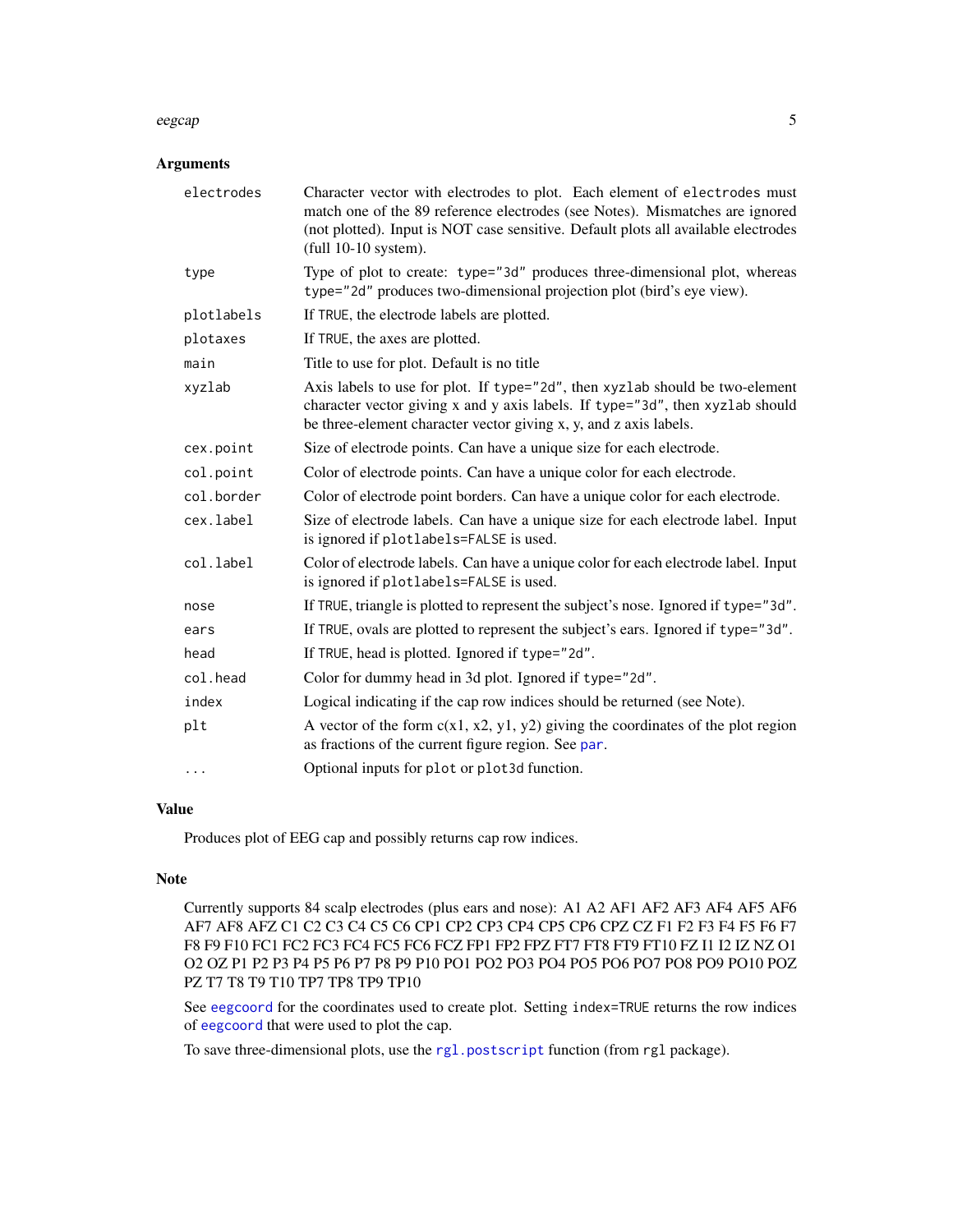## Arguments

| | |
|---|---|
| `electrodes` | Character vector with electrodes to plot. Each element of `electrodes` must match one of the 89 reference electrodes (see Notes). Mismatches are ignored (not plotted). Input is NOT case sensitive. Default plots all available electrodes (full 10-10 system). |
| `type` | Type of plot to create: `type="3d"` produces three-dimensional plot, whereas `type="2d"` produces two-dimensional projection plot (bird's eye view). |
| `plotlabels` | If `TRUE`, the electrode labels are plotted. |
| `plotaxes` | If `TRUE`, the axes are plotted. |
| `main` | Title to use for plot. Default is no title |
| `xyzlab` | Axis labels to use for plot. If `type="2d"`, then `xyzlab` should be two-element character vector giving x and y axis labels. If `type="3d"`, then `xyzlab` should be three-element character vector giving x, y, and z axis labels. |
| `cex.point` | Size of electrode points. Can have a unique size for each electrode. |
| `col.point` | Color of electrode points. Can have a unique color for each electrode. |
| `col.border` | Color of electrode point borders. Can have a unique color for each electrode. |
| `cex.label` | Size of electrode labels. Can have a unique size for each electrode label. Input is ignored if `plotlabels=FALSE` is used. |
| `col.label` | Color of electrode labels. Can have a unique color for each electrode label. Input is ignored if `plotlabels=FALSE` is used. |
| `nose` | If `TRUE`, triangle is plotted to represent the subject's nose. Ignored if `type="3d"`. |
| `ears` | If `TRUE`, ovals are plotted to represent the subject's ears. Ignored if `type="3d"`. |
| `head` | If `TRUE`, head is plotted. Ignored if `type="2d"`. |
| `col.head` | Color for dummy head in 3d plot. Ignored if `type="2d"`. |
| `index` | Logical indicating if the cap row indices should be returned (see Note). |
| `plt` | A vector of the form c(x1, x2, y1, y2) giving the coordinates of the plot region as fractions of the current figure region. See `par`. |
| `...` | Optional inputs for `plot` or `plot3d` function. |

## Value

Produces plot of EEG cap and possibly returns cap row indices.

## Note

Currently supports 84 scalp electrodes (plus ears and nose): A1 A2 AF1 AF2 AF3 AF4 AF5 AF6 AF7 AF8 AFZ C1 C2 C3 C4 C5 C6 CP1 CP2 CP3 CP4 CP5 CP6 CPZ CZ F1 F2 F3 F4 F5 F6 F7 F8 F9 F10 FC1 FC2 FC3 FC4 FC5 FC6 FCZ FP1 FP2 FPZ FT7 FT8 FT9 FT10 FZ I1 I2 IZ NZ O1 O2 OZ P1 P2 P3 P4 P5 P6 P7 P8 P9 P10 PO1 PO2 PO3 PO4 PO5 PO6 PO7 PO8 PO9 PO10 POZ PZ T7 T8 T9 T10 TP7 TP8 TP9 TP10

See `eegcoord` for the coordinates used to create plot. Setting `index=TRUE` returns the row indices of `eegcoord` that were used to plot the cap.

To save three-dimensional plots, use the `rgl.postscript` function (from `rgl` package).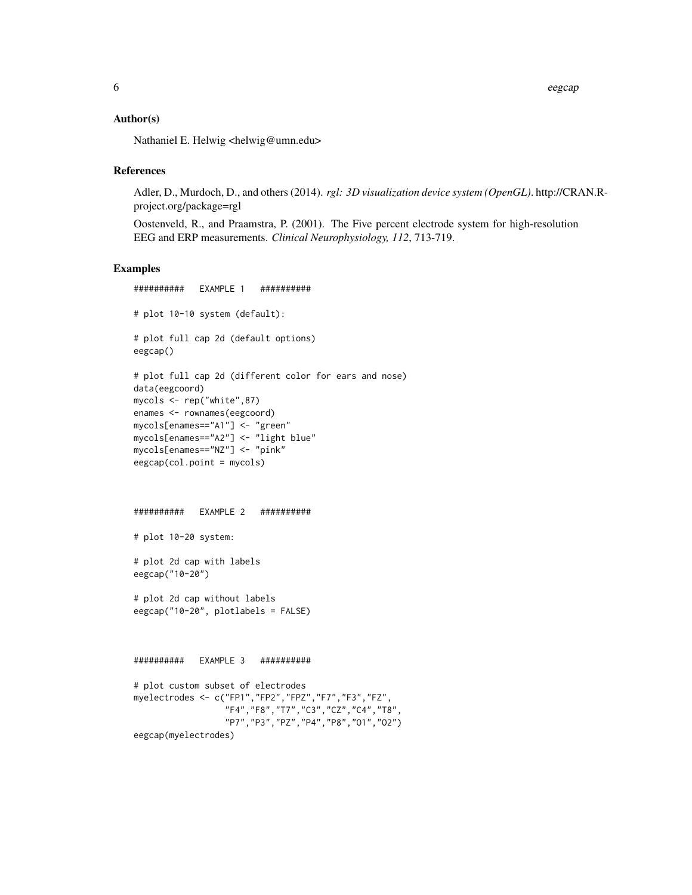### Author(s)

Nathaniel E. Helwig <helwig@umn.edu>

### References

Adler, D., Murdoch, D., and others (2014). *rgl: 3D visualization device system (OpenGL)*. http://CRAN.R-project.org/package=rgl

Oostenveld, R., and Praamstra, P. (2001). The Five percent electrode system for high-resolution EEG and ERP measurements. *Clinical Neurophysiology, 112*, 713-719.

### Examples

```
##########   EXAMPLE 1   ##########

# plot 10-10 system (default):

# plot full cap 2d (default options)
eegcap()

# plot full cap 2d (different color for ears and nose)
data(eegcoord)
mycols <- rep("white",87)
enames <- rownames(eegcoord)
mycols[enames=="A1"] <- "green"
mycols[enames=="A2"] <- "light blue"
mycols[enames=="NZ"] <- "pink"
eegcap(col.point = mycols)



##########   EXAMPLE 2   ##########

# plot 10-20 system:

# plot 2d cap with labels
eegcap("10-20")

# plot 2d cap without labels
eegcap("10-20", plotlabels = FALSE)



##########   EXAMPLE 3   ##########

# plot custom subset of electrodes
myelectrodes <- c("FP1","FP2","FPZ","F7","F3","FZ",
                  "F4","F8","T7","C3","CZ","C4","T8",
                  "P7","P3","PZ","P4","P8","O1","O2")
eegcap(myelectrodes)
```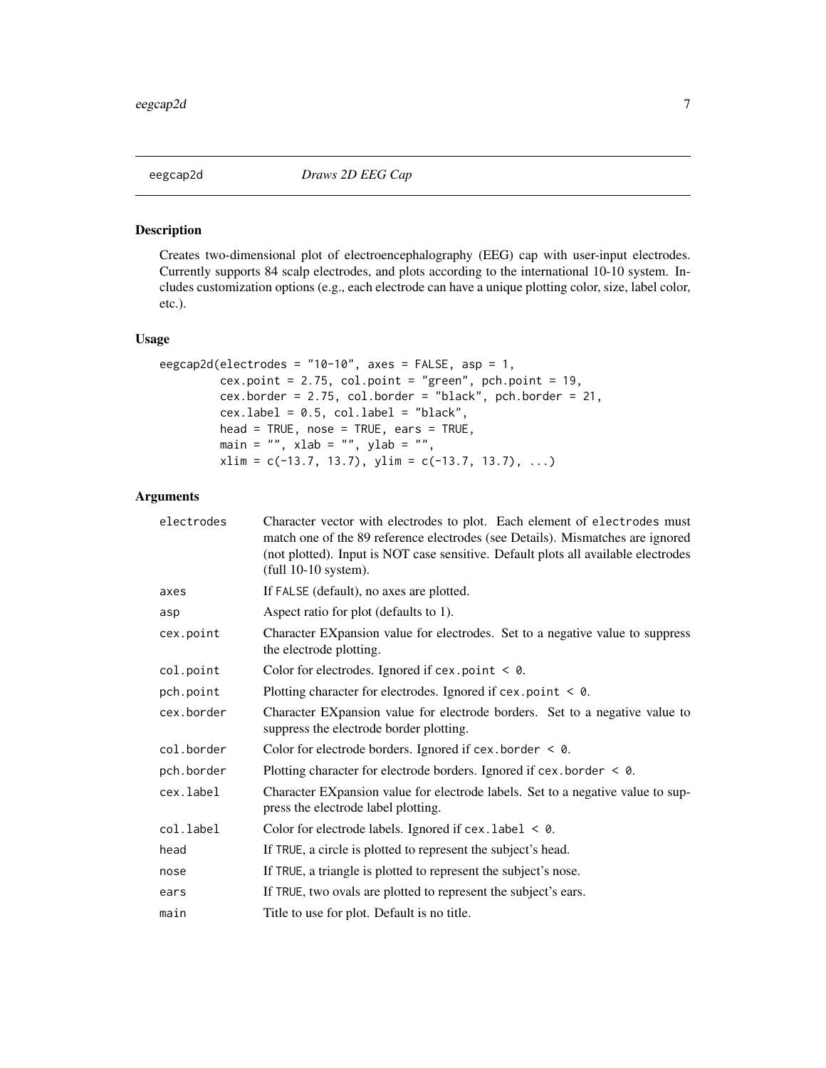# eegcap2d — *Draws 2D EEG Cap*

## Description

Creates two-dimensional plot of electroencephalography (EEG) cap with user-input electrodes. Currently supports 84 scalp electrodes, and plots according to the international 10-10 system. Includes customization options (e.g., each electrode can have a unique plotting color, size, label color, etc.).

## Usage

```
eegcap2d(electrodes = "10-10", axes = FALSE, asp = 1,
         cex.point = 2.75, col.point = "green", pch.point = 19,
         cex.border = 2.75, col.border = "black", pch.border = 21,
         cex.label = 0.5, col.label = "black",
         head = TRUE, nose = TRUE, ears = TRUE,
         main = "", xlab = "", ylab = "",
         xlim = c(-13.7, 13.7), ylim = c(-13.7, 13.7), ...)
```

## Arguments

| | |
|---|---|
| `electrodes` | Character vector with electrodes to plot. Each element of `electrodes` must match one of the 89 reference electrodes (see Details). Mismatches are ignored (not plotted). Input is NOT case sensitive. Default plots all available electrodes (full 10-10 system). |
| `axes` | If `FALSE` (default), no axes are plotted. |
| `asp` | Aspect ratio for plot (defaults to 1). |
| `cex.point` | Character EXpansion value for electrodes. Set to a negative value to suppress the electrode plotting. |
| `col.point` | Color for electrodes. Ignored if `cex.point < 0`. |
| `pch.point` | Plotting character for electrodes. Ignored if `cex.point < 0`. |
| `cex.border` | Character EXpansion value for electrode borders. Set to a negative value to suppress the electrode border plotting. |
| `col.border` | Color for electrode borders. Ignored if `cex.border < 0`. |
| `pch.border` | Plotting character for electrode borders. Ignored if `cex.border < 0`. |
| `cex.label` | Character EXpansion value for electrode labels. Set to a negative value to suppress the electrode label plotting. |
| `col.label` | Color for electrode labels. Ignored if `cex.label < 0`. |
| `head` | If `TRUE`, a circle is plotted to represent the subject's head. |
| `nose` | If `TRUE`, a triangle is plotted to represent the subject's nose. |
| `ears` | If `TRUE`, two ovals are plotted to represent the subject's ears. |
| `main` | Title to use for plot. Default is no title. |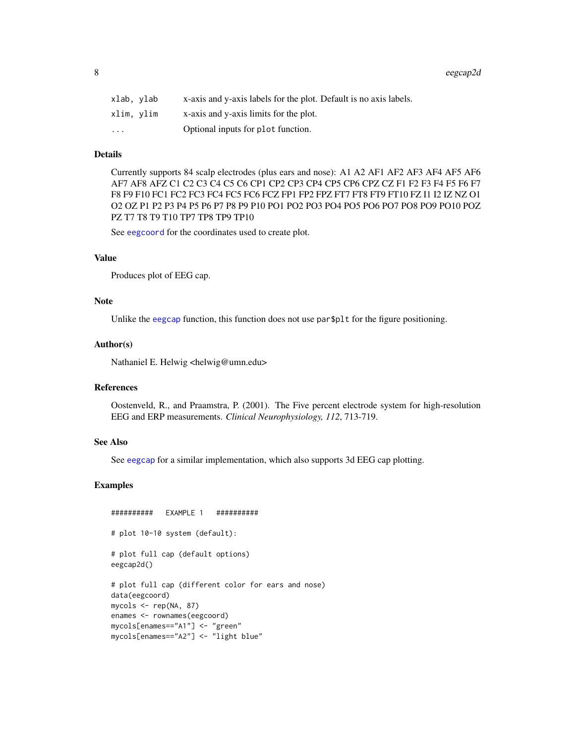| | |
|---|---|
| xlab, ylab | x-axis and y-axis labels for the plot. Default is no axis labels. |
| xlim, ylim | x-axis and y-axis limits for the plot. |
| ... | Optional inputs for plot function. |

## Details

Currently supports 84 scalp electrodes (plus ears and nose): A1 A2 AF1 AF2 AF3 AF4 AF5 AF6 AF7 AF8 AFZ C1 C2 C3 C4 C5 C6 CP1 CP2 CP3 CP4 CP5 CP6 CPZ CZ F1 F2 F3 F4 F5 F6 F7 F8 F9 F10 FC1 FC2 FC3 FC4 FC5 FC6 FCZ FP1 FP2 FPZ FT7 FT8 FT9 FT10 FZ I1 I2 IZ NZ O1 O2 OZ P1 P2 P3 P4 P5 P6 P7 P8 P9 P10 PO1 PO2 PO3 PO4 PO5 PO6 PO7 PO8 PO9 PO10 POZ PZ T7 T8 T9 T10 TP7 TP8 TP9 TP10

See eegcoord for the coordinates used to create plot.

## Value

Produces plot of EEG cap.

## Note

Unlike the eegcap function, this function does not use par$plt for the figure positioning.

## Author(s)

Nathaniel E. Helwig <helwig@umn.edu>

## References

Oostenveld, R., and Praamstra, P. (2001). The Five percent electrode system for high-resolution EEG and ERP measurements. *Clinical Neurophysiology, 112*, 713-719.

## See Also

See eegcap for a similar implementation, which also supports 3d EEG cap plotting.

## Examples

```
##########   EXAMPLE 1   ##########

# plot 10-10 system (default):

# plot full cap (default options)
eegcap2d()

# plot full cap (different color for ears and nose)
data(eegcoord)
mycols <- rep(NA, 87)
enames <- rownames(eegcoord)
mycols[enames=="A1"] <- "green"
mycols[enames=="A2"] <- "light blue"
```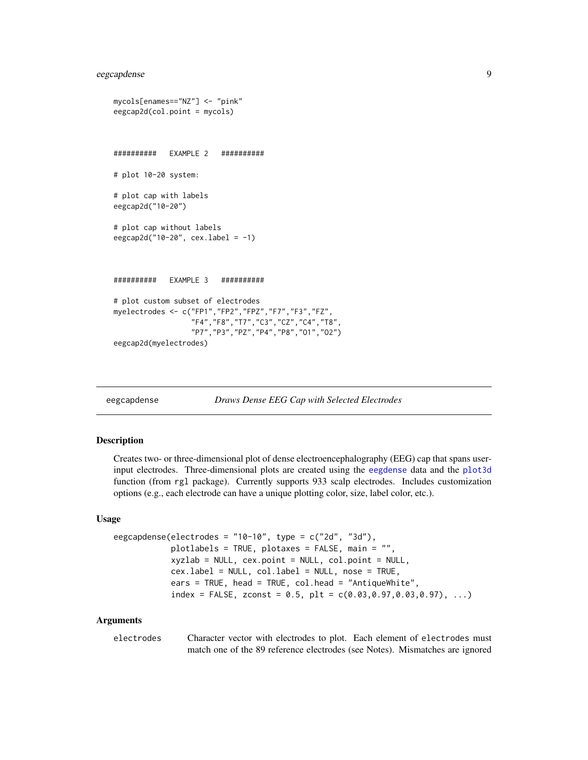```
mycols[enames=="NZ"] <- "pink"
eegcap2d(col.point = mycols)


##########   EXAMPLE 2   ##########

# plot 10-20 system:

# plot cap with labels
eegcap2d("10-20")

# plot cap without labels
eegcap2d("10-20", cex.label = -1)


##########   EXAMPLE 3   ##########

# plot custom subset of electrodes
myelectrodes <- c("FP1","FP2","FPZ","F7","F3","FZ",
                  "F4","F8","T7","C3","CZ","C4","T8",
                  "P7","P3","PZ","P4","P8","O1","O2")
eegcap2d(myelectrodes)
```

## eegcapdense *Draws Dense EEG Cap with Selected Electrodes*

### Description

Creates two- or three-dimensional plot of dense electroencephalography (EEG) cap that spans user-input electrodes. Three-dimensional plots are created using the `eegdense` data and the `plot3d` function (from rgl package). Currently supports 933 scalp electrodes. Includes customization options (e.g., each electrode can have a unique plotting color, size, label color, etc.).

### Usage

```
eegcapdense(electrodes = "10-10", type = c("2d", "3d"),
            plotlabels = TRUE, plotaxes = FALSE, main = "",
            xyzlab = NULL, cex.point = NULL, col.point = NULL,
            cex.label = NULL, col.label = NULL, nose = TRUE,
            ears = TRUE, head = TRUE, col.head = "AntiqueWhite",
            index = FALSE, zconst = 0.5, plt = c(0.03,0.97,0.03,0.97), ...)
```

### Arguments

`electrodes` Character vector with electrodes to plot. Each element of `electrodes` must match one of the 89 reference electrodes (see Notes). Mismatches are ignored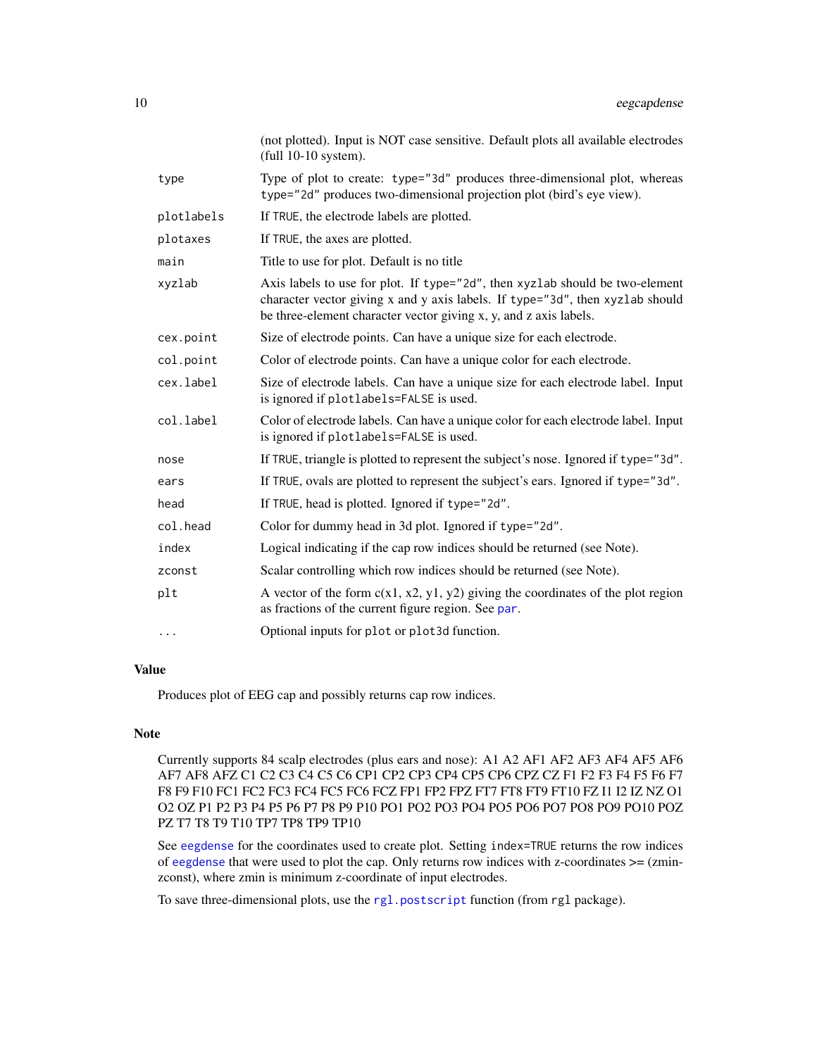| | |
|---|---|
| | (not plotted). Input is NOT case sensitive. Default plots all available electrodes (full 10-10 system). |
| `type` | Type of plot to create: `type="3d"` produces three-dimensional plot, whereas `type="2d"` produces two-dimensional projection plot (bird's eye view). |
| `plotlabels` | If `TRUE`, the electrode labels are plotted. |
| `plotaxes` | If `TRUE`, the axes are plotted. |
| `main` | Title to use for plot. Default is no title |
| `xyzlab` | Axis labels to use for plot. If `type="2d"`, then `xyzlab` should be two-element character vector giving x and y axis labels. If `type="3d"`, then `xyzlab` should be three-element character vector giving x, y, and z axis labels. |
| `cex.point` | Size of electrode points. Can have a unique size for each electrode. |
| `col.point` | Color of electrode points. Can have a unique color for each electrode. |
| `cex.label` | Size of electrode labels. Can have a unique size for each electrode label. Input is ignored if `plotlabels=FALSE` is used. |
| `col.label` | Color of electrode labels. Can have a unique color for each electrode label. Input is ignored if `plotlabels=FALSE` is used. |
| `nose` | If `TRUE`, triangle is plotted to represent the subject's nose. Ignored if `type="3d"`. |
| `ears` | If `TRUE`, ovals are plotted to represent the subject's ears. Ignored if `type="3d"`. |
| `head` | If `TRUE`, head is plotted. Ignored if `type="2d"`. |
| `col.head` | Color for dummy head in 3d plot. Ignored if `type="2d"`. |
| `index` | Logical indicating if the cap row indices should be returned (see Note). |
| `zconst` | Scalar controlling which row indices should be returned (see Note). |
| `plt` | A vector of the form c(x1, x2, y1, y2) giving the coordinates of the plot region as fractions of the current figure region. See `par`. |
| `...` | Optional inputs for `plot` or `plot3d` function. |

## Value

Produces plot of EEG cap and possibly returns cap row indices.

## Note

Currently supports 84 scalp electrodes (plus ears and nose): A1 A2 AF1 AF2 AF3 AF4 AF5 AF6 AF7 AF8 AFZ C1 C2 C3 C4 C5 C6 CP1 CP2 CP3 CP4 CP5 CP6 CPZ CZ F1 F2 F3 F4 F5 F6 F7 F8 F9 F10 FC1 FC2 FC3 FC4 FC5 FC6 FCZ FP1 FP2 FPZ FT7 FT8 FT9 FT10 FZ I1 I2 IZ NZ O1 O2 OZ P1 P2 P3 P4 P5 P6 P7 P8 P9 P10 PO1 PO2 PO3 PO4 PO5 PO6 PO7 PO8 PO9 PO10 POZ PZ T7 T8 T9 T10 TP7 TP8 TP9 TP10

See `eegdense` for the coordinates used to create plot. Setting `index=TRUE` returns the row indices of `eegdense` that were used to plot the cap. Only returns row indices with z-coordinates >= (zmin-zconst), where zmin is minimum z-coordinate of input electrodes.

To save three-dimensional plots, use the `rgl.postscript` function (from `rgl` package).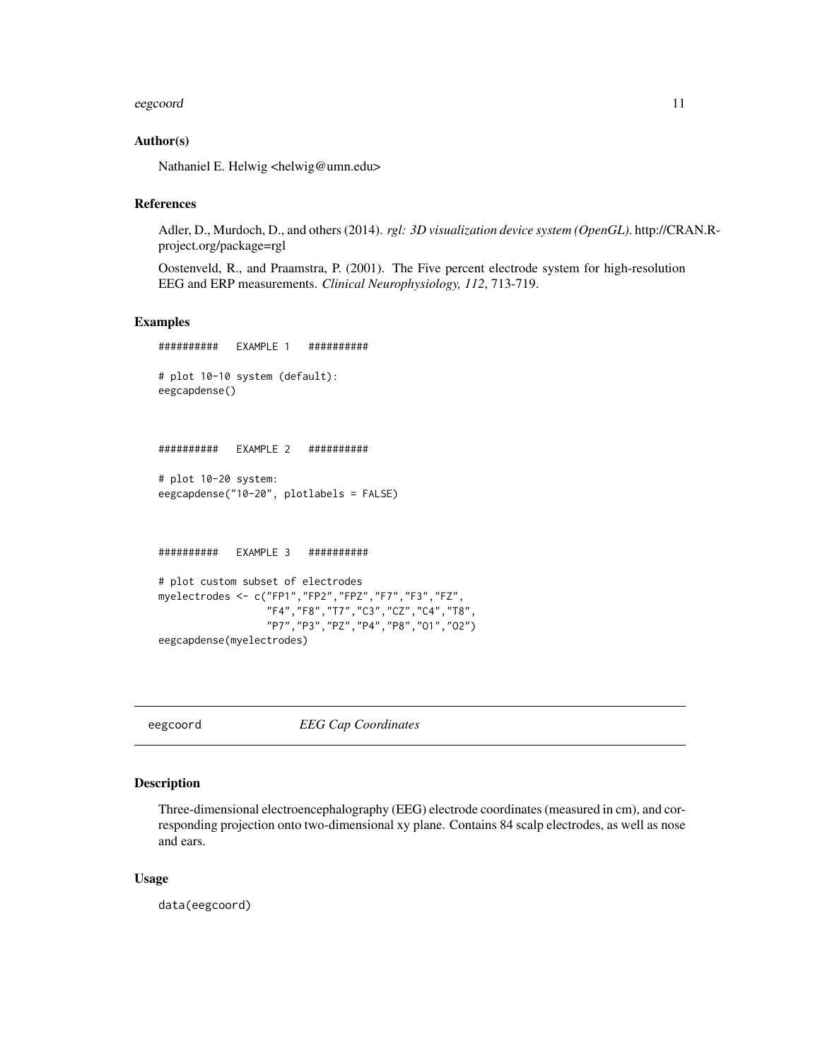### Author(s)

Nathaniel E. Helwig <helwig@umn.edu>

### References

Adler, D., Murdoch, D., and others (2014). *rgl: 3D visualization device system (OpenGL)*. http://CRAN.R-project.org/package=rgl

Oostenveld, R., and Praamstra, P. (2001). The Five percent electrode system for high-resolution EEG and ERP measurements. *Clinical Neurophysiology, 112*, 713-719.

### Examples

```
##########   EXAMPLE 1   ##########

# plot 10-10 system (default):
eegcapdense()



##########   EXAMPLE 2   ##########

# plot 10-20 system:
eegcapdense("10-20", plotlabels = FALSE)



##########   EXAMPLE 3   ##########

# plot custom subset of electrodes
myelectrodes <- c("FP1","FP2","FPZ","F7","F3","FZ",
                  "F4","F8","T7","C3","CZ","C4","T8",
                  "P7","P3","PZ","P4","P8","O1","O2")
eegcapdense(myelectrodes)
```

---

## eegcoord *EEG Cap Coordinates*

### Description

Three-dimensional electroencephalography (EEG) electrode coordinates (measured in cm), and corresponding projection onto two-dimensional xy plane. Contains 84 scalp electrodes, as well as nose and ears.

### Usage

```
data(eegcoord)
```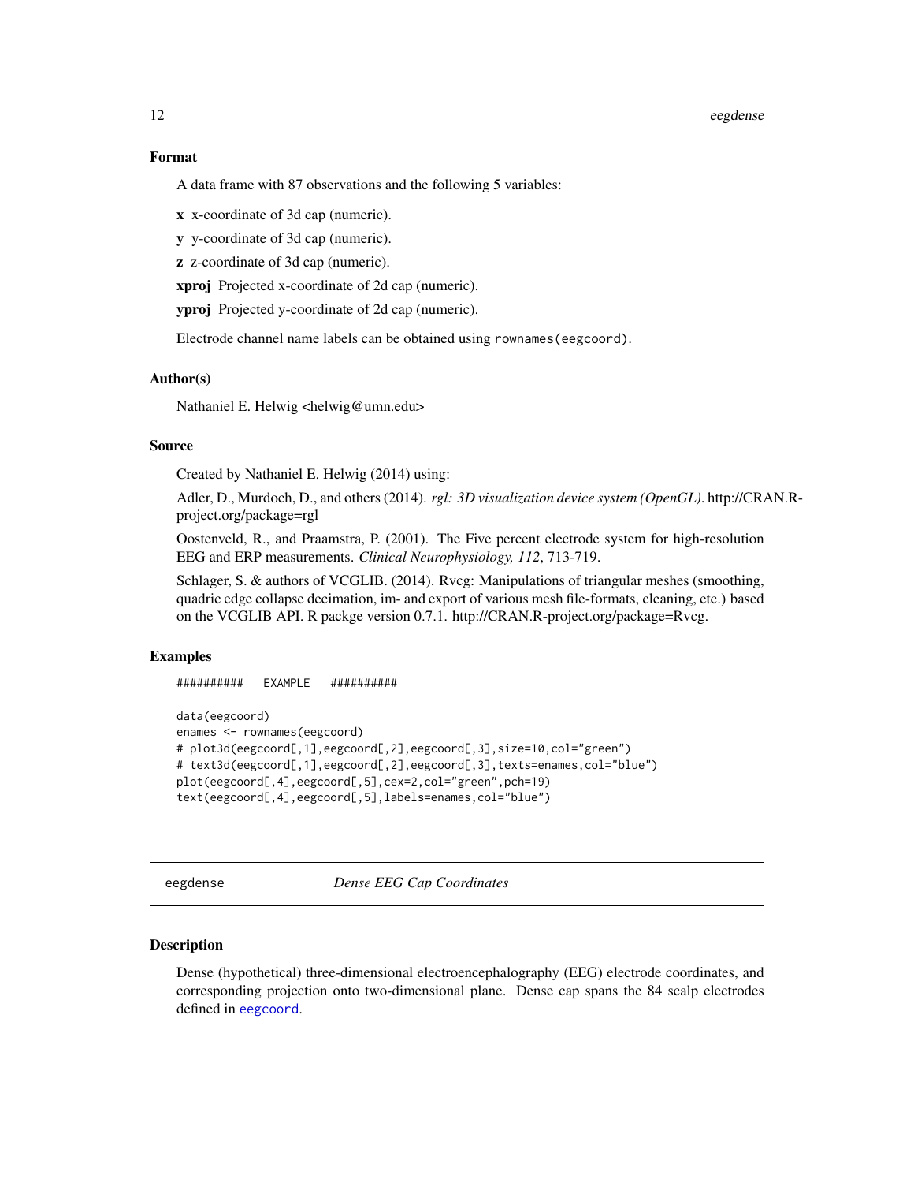### Format

A data frame with 87 observations and the following 5 variables:

**x** x-coordinate of 3d cap (numeric).

**y** y-coordinate of 3d cap (numeric).

**z** z-coordinate of 3d cap (numeric).

**xproj** Projected x-coordinate of 2d cap (numeric).

**yproj** Projected y-coordinate of 2d cap (numeric).

Electrode channel name labels can be obtained using `rownames(eegcoord)`.

### Author(s)

Nathaniel E. Helwig <helwig@umn.edu>

### Source

Created by Nathaniel E. Helwig (2014) using:

Adler, D., Murdoch, D., and others (2014). *rgl: 3D visualization device system (OpenGL)*. http://CRAN.R-project.org/package=rgl

Oostenveld, R., and Praamstra, P. (2001). The Five percent electrode system for high-resolution EEG and ERP measurements. *Clinical Neurophysiology, 112*, 713-719.

Schlager, S. & authors of VCGLIB. (2014). Rvcg: Manipulations of triangular meshes (smoothing, quadric edge collapse decimation, im- and export of various mesh file-formats, cleaning, etc.) based on the VCGLIB API. R packge version 0.7.1. http://CRAN.R-project.org/package=Rvcg.

### Examples

```
##########   EXAMPLE   ##########

data(eegcoord)
enames <- rownames(eegcoord)
# plot3d(eegcoord[,1],eegcoord[,2],eegcoord[,3],size=10,col="green")
# text3d(eegcoord[,1],eegcoord[,2],eegcoord[,3],texts=enames,col="blue")
plot(eegcoord[,4],eegcoord[,5],cex=2,col="green",pch=19)
text(eegcoord[,4],eegcoord[,5],labels=enames,col="blue")
```

---

## eegdense — *Dense EEG Cap Coordinates*

### Description

Dense (hypothetical) three-dimensional electroencephalography (EEG) electrode coordinates, and corresponding projection onto two-dimensional plane. Dense cap spans the 84 scalp electrodes defined in `eegcoord`.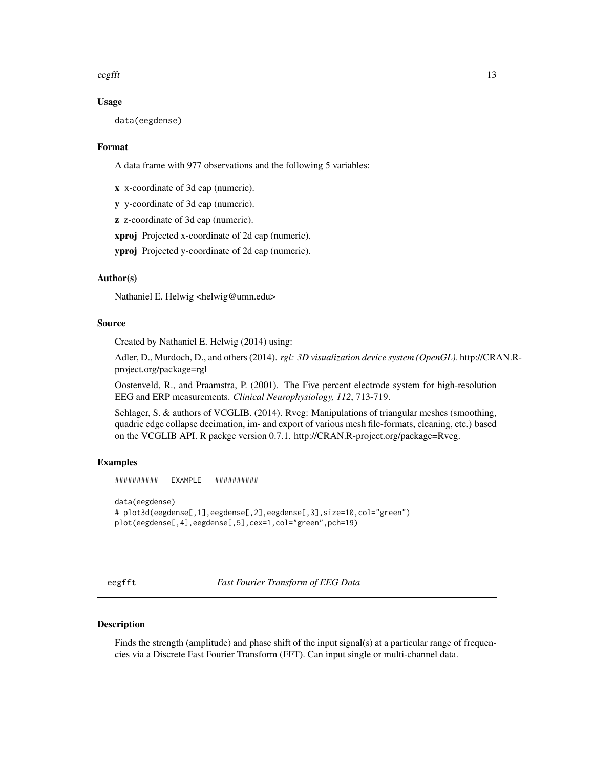### Usage

```
data(eegdense)
```

### Format

A data frame with 977 observations and the following 5 variables:

**x** x-coordinate of 3d cap (numeric).

**y** y-coordinate of 3d cap (numeric).

**z** z-coordinate of 3d cap (numeric).

**xproj** Projected x-coordinate of 2d cap (numeric).

**yproj** Projected y-coordinate of 2d cap (numeric).

### Author(s)

Nathaniel E. Helwig <helwig@umn.edu>

### Source

Created by Nathaniel E. Helwig (2014) using:

Adler, D., Murdoch, D., and others (2014). *rgl: 3D visualization device system (OpenGL)*. http://CRAN.R-project.org/package=rgl

Oostenveld, R., and Praamstra, P. (2001). The Five percent electrode system for high-resolution EEG and ERP measurements. *Clinical Neurophysiology, 112*, 713-719.

Schlager, S. & authors of VCGLIB. (2014). Rvcg: Manipulations of triangular meshes (smoothing, quadric edge collapse decimation, im- and export of various mesh file-formats, cleaning, etc.) based on the VCGLIB API. R packge version 0.7.1. http://CRAN.R-project.org/package=Rvcg.

### Examples

```
##########   EXAMPLE   ##########

data(eegdense)
# plot3d(eegdense[,1],eegdense[,2],eegdense[,3],size=10,col="green")
plot(eegdense[,4],eegdense[,5],cex=1,col="green",pch=19)
```

---

## eegfft *Fast Fourier Transform of EEG Data*

### Description

Finds the strength (amplitude) and phase shift of the input signal(s) at a particular range of frequencies via a Discrete Fast Fourier Transform (FFT). Can input single or multi-channel data.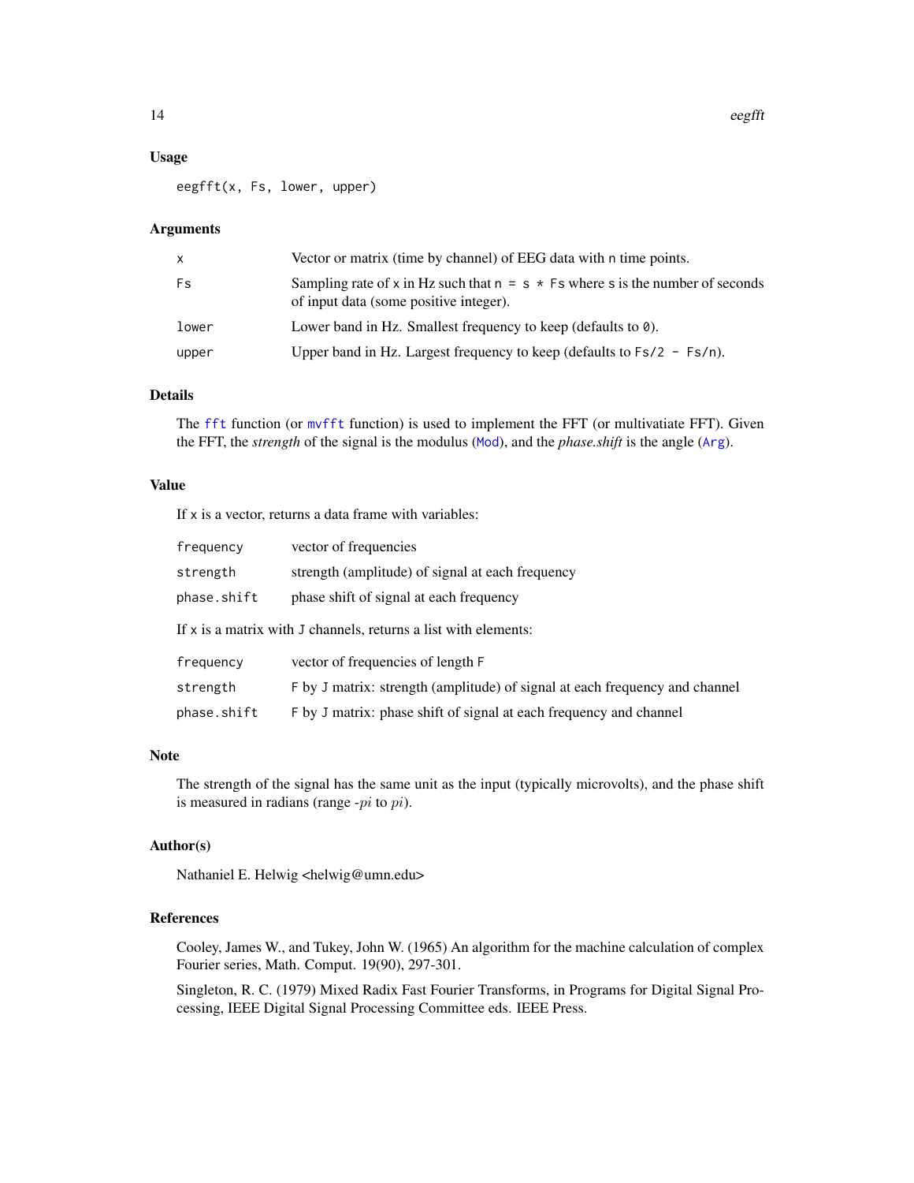## Usage

```
eegfft(x, Fs, lower, upper)
```

## Arguments

| | |
|---|---|
| `x` | Vector or matrix (time by channel) of EEG data with `n` time points. |
| `Fs` | Sampling rate of `x` in Hz such that `n = s * Fs` where `s` is the number of seconds of input data (some positive integer). |
| `lower` | Lower band in Hz. Smallest frequency to keep (defaults to `0`). |
| `upper` | Upper band in Hz. Largest frequency to keep (defaults to `Fs/2 - Fs/n`). |

## Details

The `fft` function (or `mvfft` function) is used to implement the FFT (or multivatiate FFT). Given the FFT, the *strength* of the signal is the modulus (`Mod`), and the *phase.shift* is the angle (`Arg`).

## Value

If `x` is a vector, returns a data frame with variables:

| | |
|---|---|
| `frequency` | vector of frequencies |
| `strength` | strength (amplitude) of signal at each frequency |
| `phase.shift` | phase shift of signal at each frequency |

If `x` is a matrix with `J` channels, returns a list with elements:

| | |
|---|---|
| `frequency` | vector of frequencies of length `F` |
| `strength` | `F` by `J` matrix: strength (amplitude) of signal at each frequency and channel |
| `phase.shift` | `F` by `J` matrix: phase shift of signal at each frequency and channel |

## Note

The strength of the signal has the same unit as the input (typically microvolts), and the phase shift is measured in radians (range -$pi$ to $pi$).

## Author(s)

Nathaniel E. Helwig <helwig@umn.edu>

## References

Cooley, James W., and Tukey, John W. (1965) An algorithm for the machine calculation of complex Fourier series, Math. Comput. 19(90), 297-301.

Singleton, R. C. (1979) Mixed Radix Fast Fourier Transforms, in Programs for Digital Signal Processing, IEEE Digital Signal Processing Committee eds. IEEE Press.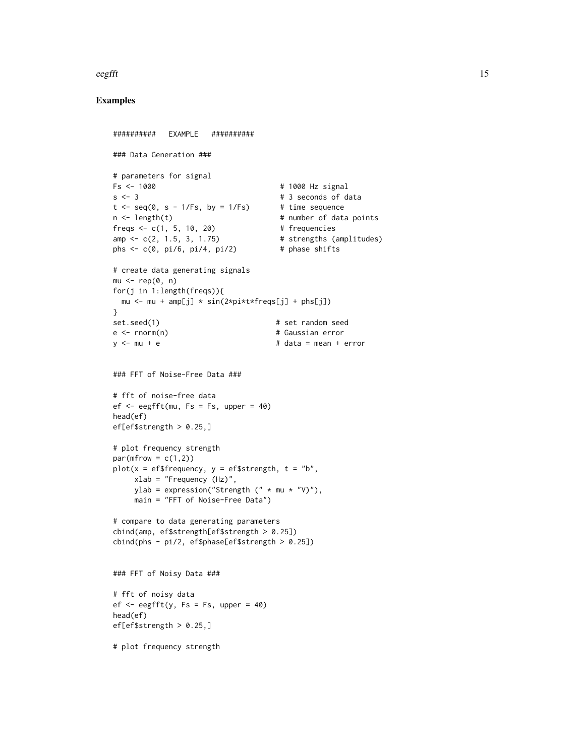## Examples

```
##########   EXAMPLE   ##########

### Data Generation ###

# parameters for signal
Fs <- 1000                              # 1000 Hz signal
s <- 3                                  # 3 seconds of data
t <- seq(0, s - 1/Fs, by = 1/Fs)       # time sequence
n <- length(t)                          # number of data points
freqs <- c(1, 5, 10, 20)               # frequencies
amp <- c(2, 1.5, 3, 1.75)              # strengths (amplitudes)
phs <- c(0, pi/6, pi/4, pi/2)          # phase shifts

# create data generating signals
mu <- rep(0, n)
for(j in 1:length(freqs)){
  mu <- mu + amp[j] * sin(2*pi*t*freqs[j] + phs[j])
}
set.seed(1)                            # set random seed
e <- rnorm(n)                          # Gaussian error
y <- mu + e                            # data = mean + error


### FFT of Noise-Free Data ###

# fft of noise-free data
ef <- eegfft(mu, Fs = Fs, upper = 40)
head(ef)
ef[ef$strength > 0.25,]

# plot frequency strength
par(mfrow = c(1,2))
plot(x = ef$frequency, y = ef$strength, t = "b",
     xlab = "Frequency (Hz)",
     ylab = expression("Strength (" * mu * "V)"),
     main = "FFT of Noise-Free Data")

# compare to data generating parameters
cbind(amp, ef$strength[ef$strength > 0.25])
cbind(phs - pi/2, ef$phase[ef$strength > 0.25])


### FFT of Noisy Data ###

# fft of noisy data
ef <- eegfft(y, Fs = Fs, upper = 40)
head(ef)
ef[ef$strength > 0.25,]

# plot frequency strength
```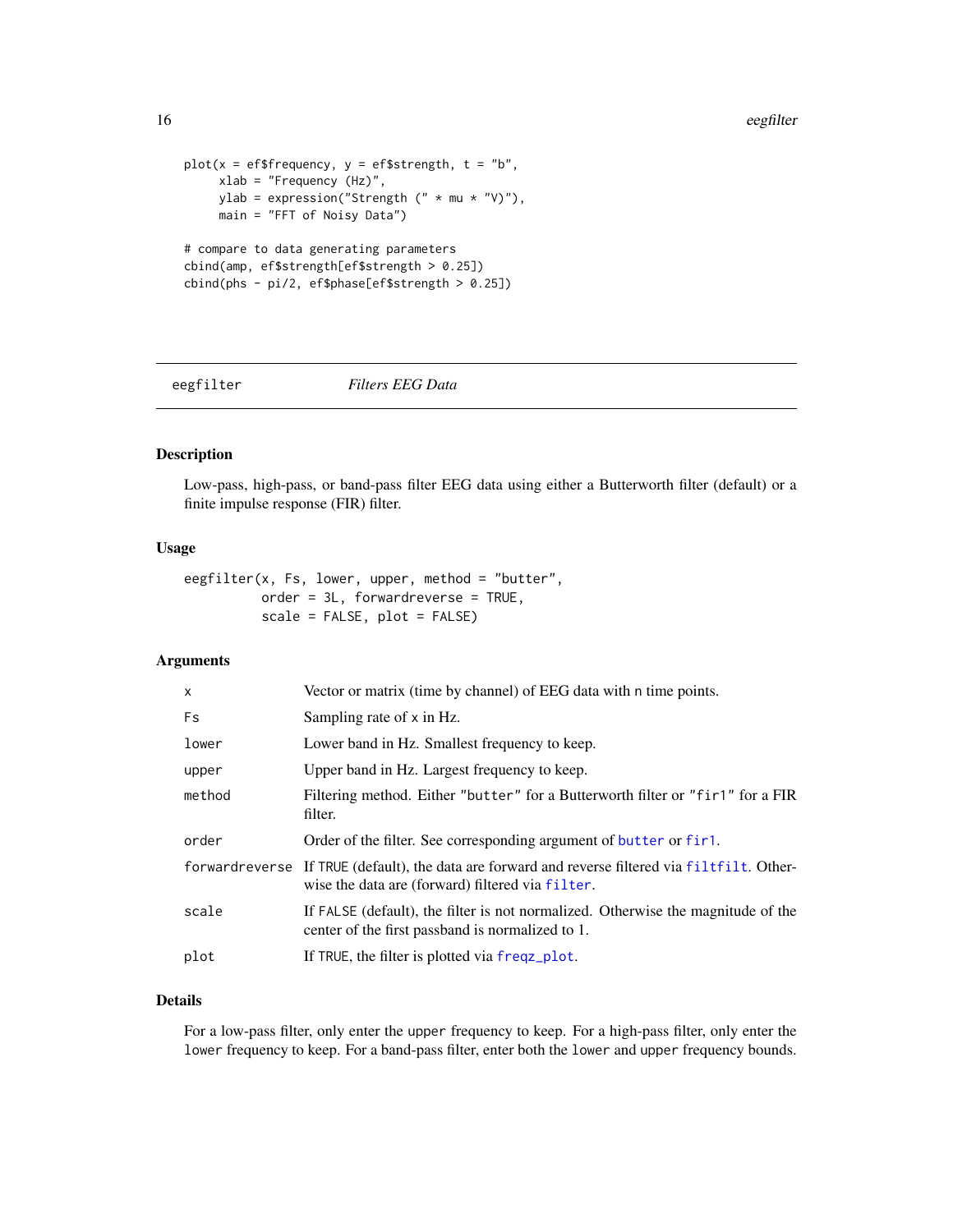```
plot(x = ef$frequency, y = ef$strength, t = "b",
     xlab = "Frequency (Hz)",
     ylab = expression("Strength (" * mu * "V)"),
     main = "FFT of Noisy Data")

# compare to data generating parameters
cbind(amp, ef$strength[ef$strength > 0.25])
cbind(phs - pi/2, ef$phase[ef$strength > 0.25])
```

---

## eegfilter — *Filters EEG Data*

### Description

Low-pass, high-pass, or band-pass filter EEG data using either a Butterworth filter (default) or a finite impulse response (FIR) filter.

### Usage

```
eegfilter(x, Fs, lower, upper, method = "butter",
          order = 3L, forwardreverse = TRUE,
          scale = FALSE, plot = FALSE)
```

### Arguments

| Argument | Description |
|---|---|
| `x` | Vector or matrix (time by channel) of EEG data with `n` time points. |
| `Fs` | Sampling rate of `x` in Hz. |
| `lower` | Lower band in Hz. Smallest frequency to keep. |
| `upper` | Upper band in Hz. Largest frequency to keep. |
| `method` | Filtering method. Either `"butter"` for a Butterworth filter or `"fir1"` for a FIR filter. |
| `order` | Order of the filter. See corresponding argument of `butter` or `fir1`. |
| `forwardreverse` | If `TRUE` (default), the data are forward and reverse filtered via `filtfilt`. Otherwise the data are (forward) filtered via `filter`. |
| `scale` | If `FALSE` (default), the filter is not normalized. Otherwise the magnitude of the center of the first passband is normalized to 1. |
| `plot` | If `TRUE`, the filter is plotted via `freqz_plot`. |

### Details

For a low-pass filter, only enter the `upper` frequency to keep. For a high-pass filter, only enter the `lower` frequency to keep. For a band-pass filter, enter both the `lower` and `upper` frequency bounds.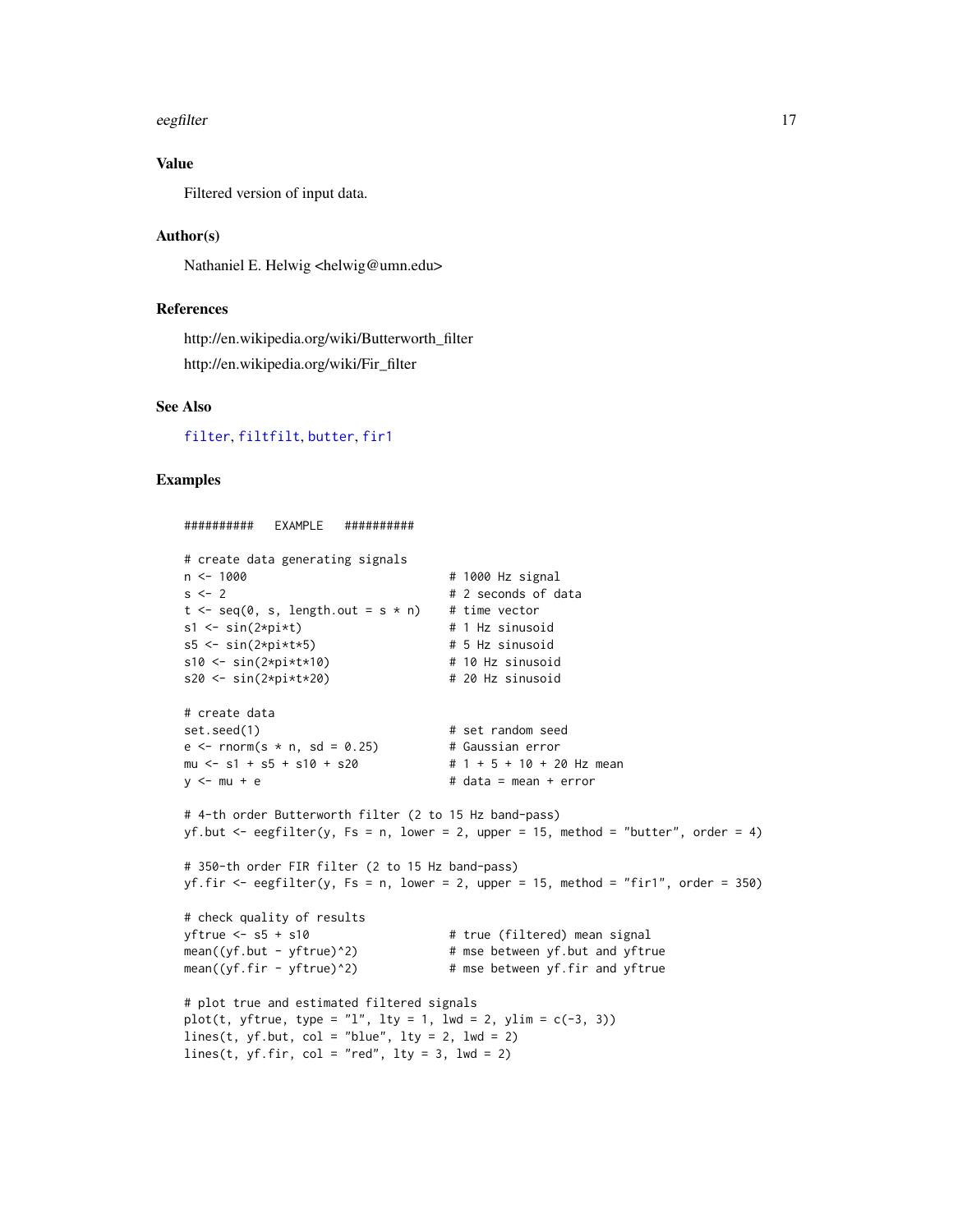## Value

Filtered version of input data.

## Author(s)

Nathaniel E. Helwig <helwig@umn.edu>

## References

http://en.wikipedia.org/wiki/Butterworth_filter

http://en.wikipedia.org/wiki/Fir_filter

## See Also

filter, filtfilt, butter, fir1

## Examples

```
##########   EXAMPLE   ##########

# create data generating signals
n <- 1000                             # 1000 Hz signal
s <- 2                                # 2 seconds of data
t <- seq(0, s, length.out = s * n)    # time vector
s1 <- sin(2*pi*t)                     # 1 Hz sinusoid
s5 <- sin(2*pi*t*5)                   # 5 Hz sinusoid
s10 <- sin(2*pi*t*10)                 # 10 Hz sinusoid
s20 <- sin(2*pi*t*20)                 # 20 Hz sinusoid

# create data
set.seed(1)                           # set random seed
e <- rnorm(s * n, sd = 0.25)          # Gaussian error
mu <- s1 + s5 + s10 + s20             # 1 + 5 + 10 + 20 Hz mean
y <- mu + e                           # data = mean + error

# 4-th order Butterworth filter (2 to 15 Hz band-pass)
yf.but <- eegfilter(y, Fs = n, lower = 2, upper = 15, method = "butter", order = 4)

# 350-th order FIR filter (2 to 15 Hz band-pass)
yf.fir <- eegfilter(y, Fs = n, lower = 2, upper = 15, method = "fir1", order = 350)

# check quality of results
yftrue <- s5 + s10                    # true (filtered) mean signal
mean((yf.but - yftrue)^2)             # mse between yf.but and yftrue
mean((yf.fir - yftrue)^2)             # mse between yf.fir and yftrue

# plot true and estimated filtered signals
plot(t, yftrue, type = "l", lty = 1, lwd = 2, ylim = c(-3, 3))
lines(t, yf.but, col = "blue", lty = 2, lwd = 2)
lines(t, yf.fir, col = "red", lty = 3, lwd = 2)
```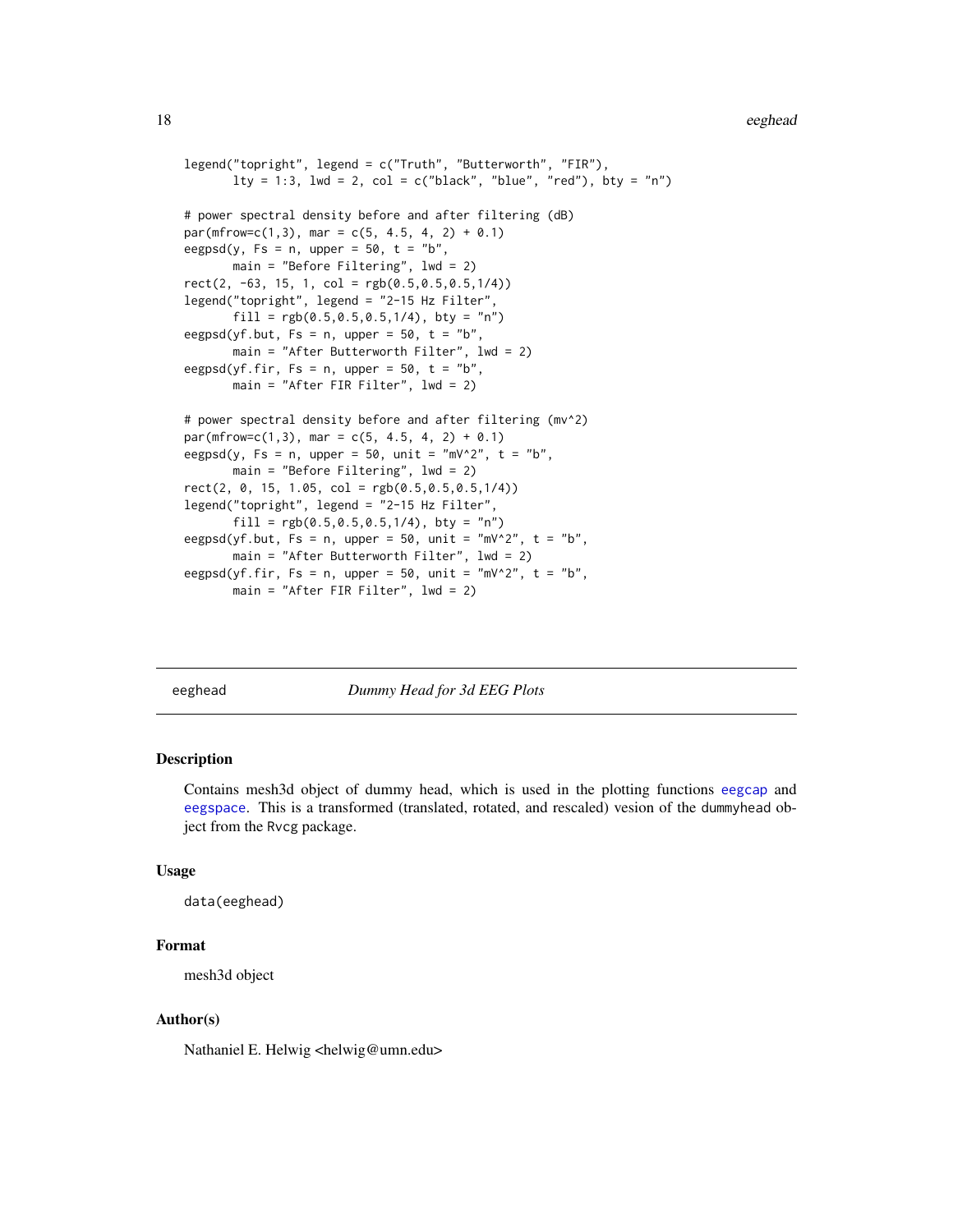```
legend("topright", legend = c("Truth", "Butterworth", "FIR"),
       lty = 1:3, lwd = 2, col = c("black", "blue", "red"), bty = "n")

# power spectral density before and after filtering (dB)
par(mfrow=c(1,3), mar = c(5, 4.5, 4, 2) + 0.1)
eegpsd(y, Fs = n, upper = 50, t = "b",
       main = "Before Filtering", lwd = 2)
rect(2, -63, 15, 1, col = rgb(0.5,0.5,0.5,1/4))
legend("topright", legend = "2-15 Hz Filter",
       fill = rgb(0.5,0.5,0.5,1/4), bty = "n")
eegpsd(yf.but, Fs = n, upper = 50, t = "b",
       main = "After Butterworth Filter", lwd = 2)
eegpsd(yf.fir, Fs = n, upper = 50, t = "b",
       main = "After FIR Filter", lwd = 2)

# power spectral density before and after filtering (mv^2)
par(mfrow=c(1,3), mar = c(5, 4.5, 4, 2) + 0.1)
eegpsd(y, Fs = n, upper = 50, unit = "mV^2", t = "b",
       main = "Before Filtering", lwd = 2)
rect(2, 0, 15, 1.05, col = rgb(0.5,0.5,0.5,1/4))
legend("topright", legend = "2-15 Hz Filter",
       fill = rgb(0.5,0.5,0.5,1/4), bty = "n")
eegpsd(yf.but, Fs = n, upper = 50, unit = "mV^2", t = "b",
       main = "After Butterworth Filter", lwd = 2)
eegpsd(yf.fir, Fs = n, upper = 50, unit = "mV^2", t = "b",
       main = "After FIR Filter", lwd = 2)
```

---

## eeghead *Dummy Head for 3d EEG Plots*

---

### Description

Contains mesh3d object of dummy head, which is used in the plotting functions eegcap and eegspace. This is a transformed (translated, rotated, and rescaled) vesion of the dummyhead object from the Rvcg package.

### Usage

```
data(eeghead)
```

### Format

mesh3d object

### Author(s)

Nathaniel E. Helwig <helwig@umn.edu>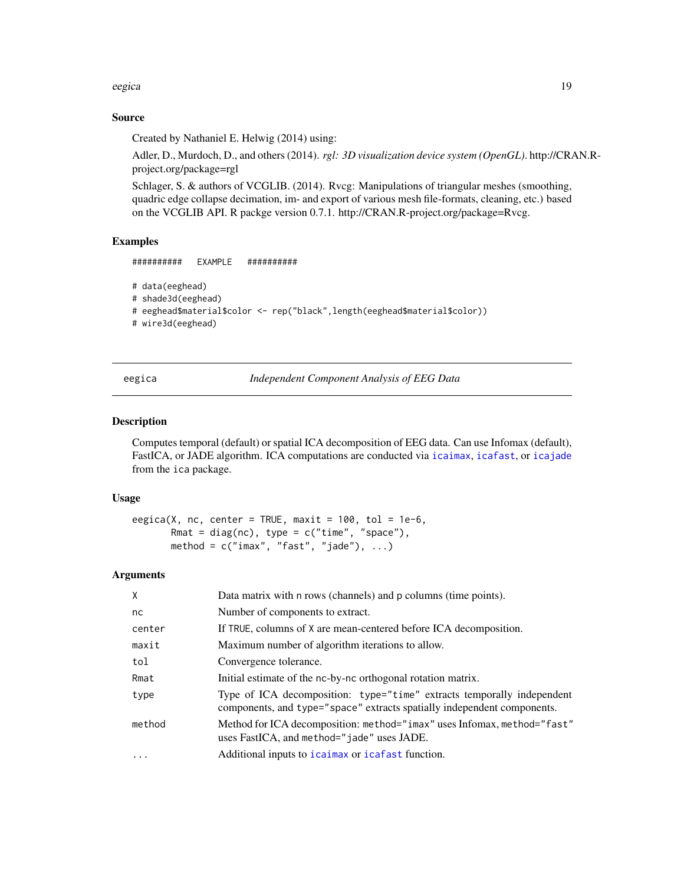### Source

Created by Nathaniel E. Helwig (2014) using:

Adler, D., Murdoch, D., and others (2014). *rgl: 3D visualization device system (OpenGL)*. http://CRAN.R-project.org/package=rgl

Schlager, S. & authors of VCGLIB. (2014). Rvcg: Manipulations of triangular meshes (smoothing, quadric edge collapse decimation, im- and export of various mesh file-formats, cleaning, etc.) based on the VCGLIB API. R packge version 0.7.1. http://CRAN.R-project.org/package=Rvcg.

### Examples

```
##########   EXAMPLE   ##########

# data(eeghead)
# shade3d(eeghead)
# eeghead$material$color <- rep("black",length(eeghead$material$color))
# wire3d(eeghead)
```

---

## eegica — *Independent Component Analysis of EEG Data*

### Description

Computes temporal (default) or spatial ICA decomposition of EEG data. Can use Infomax (default), FastICA, or JADE algorithm. ICA computations are conducted via `icaimax`, `icafast`, or `icajade` from the `ica` package.

### Usage

```
eegica(X, nc, center = TRUE, maxit = 100, tol = 1e-6,
       Rmat = diag(nc), type = c("time", "space"),
       method = c("imax", "fast", "jade"), ...)
```

### Arguments

| | |
|---|---|
| `X` | Data matrix with `n` rows (channels) and `p` columns (time points). |
| `nc` | Number of components to extract. |
| `center` | If `TRUE`, columns of `X` are mean-centered before ICA decomposition. |
| `maxit` | Maximum number of algorithm iterations to allow. |
| `tol` | Convergence tolerance. |
| `Rmat` | Initial estimate of the `nc`-by-`nc` orthogonal rotation matrix. |
| `type` | Type of ICA decomposition: `type="time"` extracts temporally independent components, and `type="space"` extracts spatially independent components. |
| `method` | Method for ICA decomposition: `method="imax"` uses Infomax, `method="fast"` uses FastICA, and `method="jade"` uses JADE. |
| `...` | Additional inputs to `icaimax` or `icafast` function. |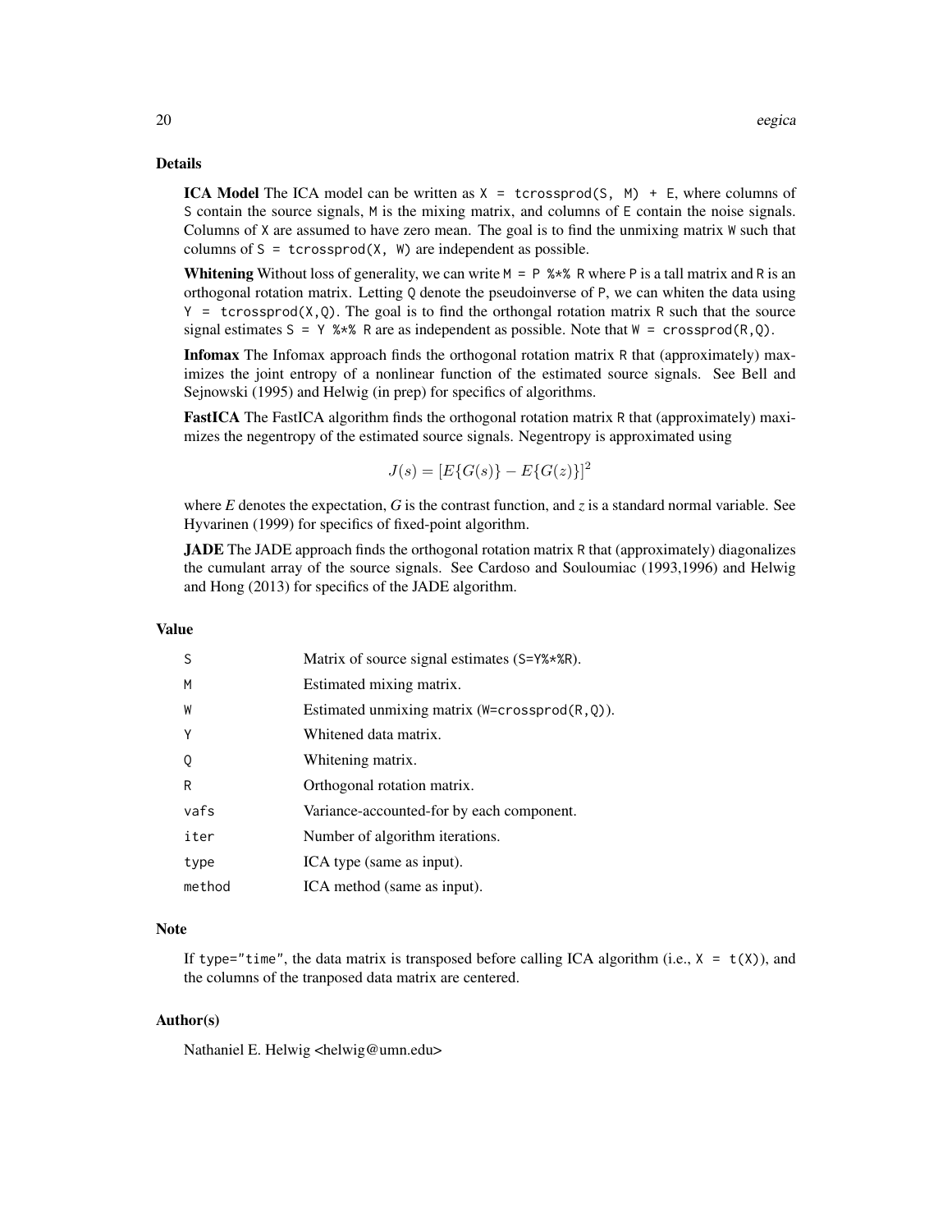## Details

**ICA Model** The ICA model can be written as `X = tcrossprod(S, M) + E`, where columns of `S` contain the source signals, `M` is the mixing matrix, and columns of `E` contain the noise signals. Columns of `X` are assumed to have zero mean. The goal is to find the unmixing matrix `W` such that columns of `S = tcrossprod(X, W)` are independent as possible.

**Whitening** Without loss of generality, we can write `M = P %*% R` where `P` is a tall matrix and `R` is an orthogonal rotation matrix. Letting `Q` denote the pseudoinverse of `P`, we can whiten the data using `Y = tcrossprod(X,Q)`. The goal is to find the orthongal rotation matrix `R` such that the source signal estimates `S = Y %*% R` are as independent as possible. Note that `W = crossprod(R,Q)`.

**Infomax** The Infomax approach finds the orthogonal rotation matrix `R` that (approximately) maximizes the joint entropy of a nonlinear function of the estimated source signals. See Bell and Sejnowski (1995) and Helwig (in prep) for specifics of algorithms.

**FastICA** The FastICA algorithm finds the orthogonal rotation matrix `R` that (approximately) maximizes the negentropy of the estimated source signals. Negentropy is approximated using

$$J(s) = [E\{G(s)\} - E\{G(z)\}]^2$$

where *E* denotes the expectation, *G* is the contrast function, and *z* is a standard normal variable. See Hyvarinen (1999) for specifics of fixed-point algorithm.

**JADE** The JADE approach finds the orthogonal rotation matrix `R` that (approximately) diagonalizes the cumulant array of the source signals. See Cardoso and Souloumiac (1993,1996) and Helwig and Hong (2013) for specifics of the JADE algorithm.

## Value

| | |
|---|---|
| `S` | Matrix of source signal estimates (`S=Y%*%R`). |
| `M` | Estimated mixing matrix. |
| `W` | Estimated unmixing matrix (`W=crossprod(R,Q)`). |
| `Y` | Whitened data matrix. |
| `Q` | Whitening matrix. |
| `R` | Orthogonal rotation matrix. |
| `vafs` | Variance-accounted-for by each component. |
| `iter` | Number of algorithm iterations. |
| `type` | ICA type (same as input). |
| `method` | ICA method (same as input). |

## Note

If `type="time"`, the data matrix is transposed before calling ICA algorithm (i.e., `X = t(X)`), and the columns of the tranposed data matrix are centered.

## Author(s)

Nathaniel E. Helwig <helwig@umn.edu>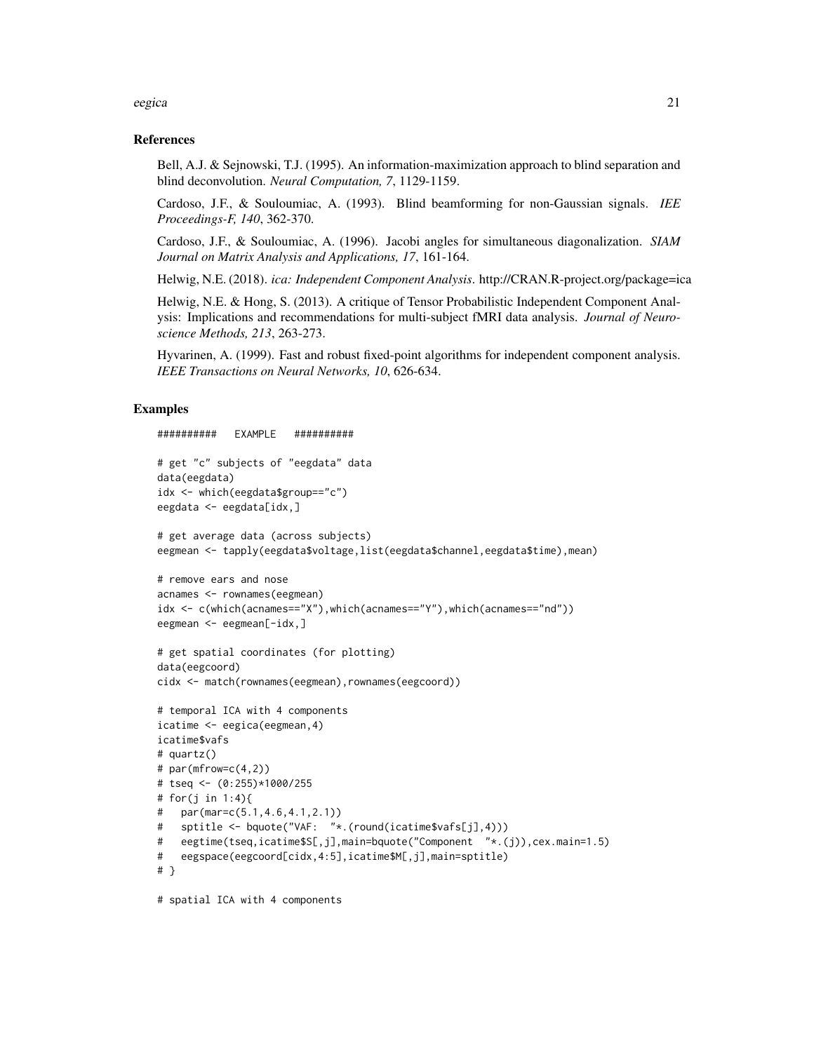## References

Bell, A.J. & Sejnowski, T.J. (1995). An information-maximization approach to blind separation and blind deconvolution. *Neural Computation, 7*, 1129-1159.

Cardoso, J.F., & Souloumiac, A. (1993). Blind beamforming for non-Gaussian signals. *IEE Proceedings-F, 140*, 362-370.

Cardoso, J.F., & Souloumiac, A. (1996). Jacobi angles for simultaneous diagonalization. *SIAM Journal on Matrix Analysis and Applications, 17*, 161-164.

Helwig, N.E. (2018). *ica: Independent Component Analysis*. http://CRAN.R-project.org/package=ica

Helwig, N.E. & Hong, S. (2013). A critique of Tensor Probabilistic Independent Component Analysis: Implications and recommendations for multi-subject fMRI data analysis. *Journal of Neuroscience Methods, 213*, 263-273.

Hyvarinen, A. (1999). Fast and robust fixed-point algorithms for independent component analysis. *IEEE Transactions on Neural Networks, 10*, 626-634.

## Examples

```
##########   EXAMPLE   ##########

# get "c" subjects of "eegdata" data
data(eegdata)
idx <- which(eegdata$group=="c")
eegdata <- eegdata[idx,]

# get average data (across subjects)
eegmean <- tapply(eegdata$voltage,list(eegdata$channel,eegdata$time),mean)

# remove ears and nose
acnames <- rownames(eegmean)
idx <- c(which(acnames=="X"),which(acnames=="Y"),which(acnames=="nd"))
eegmean <- eegmean[-idx,]

# get spatial coordinates (for plotting)
data(eegcoord)
cidx <- match(rownames(eegmean),rownames(eegcoord))

# temporal ICA with 4 components
icatime <- eegica(eegmean,4)
icatime$vafs
# quartz()
# par(mfrow=c(4,2))
# tseq <- (0:255)*1000/255
# for(j in 1:4){
#   par(mar=c(5.1,4.6,4.1,2.1))
#   sptitle <- bquote("VAF:  "*.(round(icatime$vafs[j],4)))
#   eegtime(tseq,icatime$S[,j],main=bquote("Component  "*.(j)),cex.main=1.5)
#   eegspace(eegcoord[cidx,4:5],icatime$M[,j],main=sptitle)
# }

# spatial ICA with 4 components
```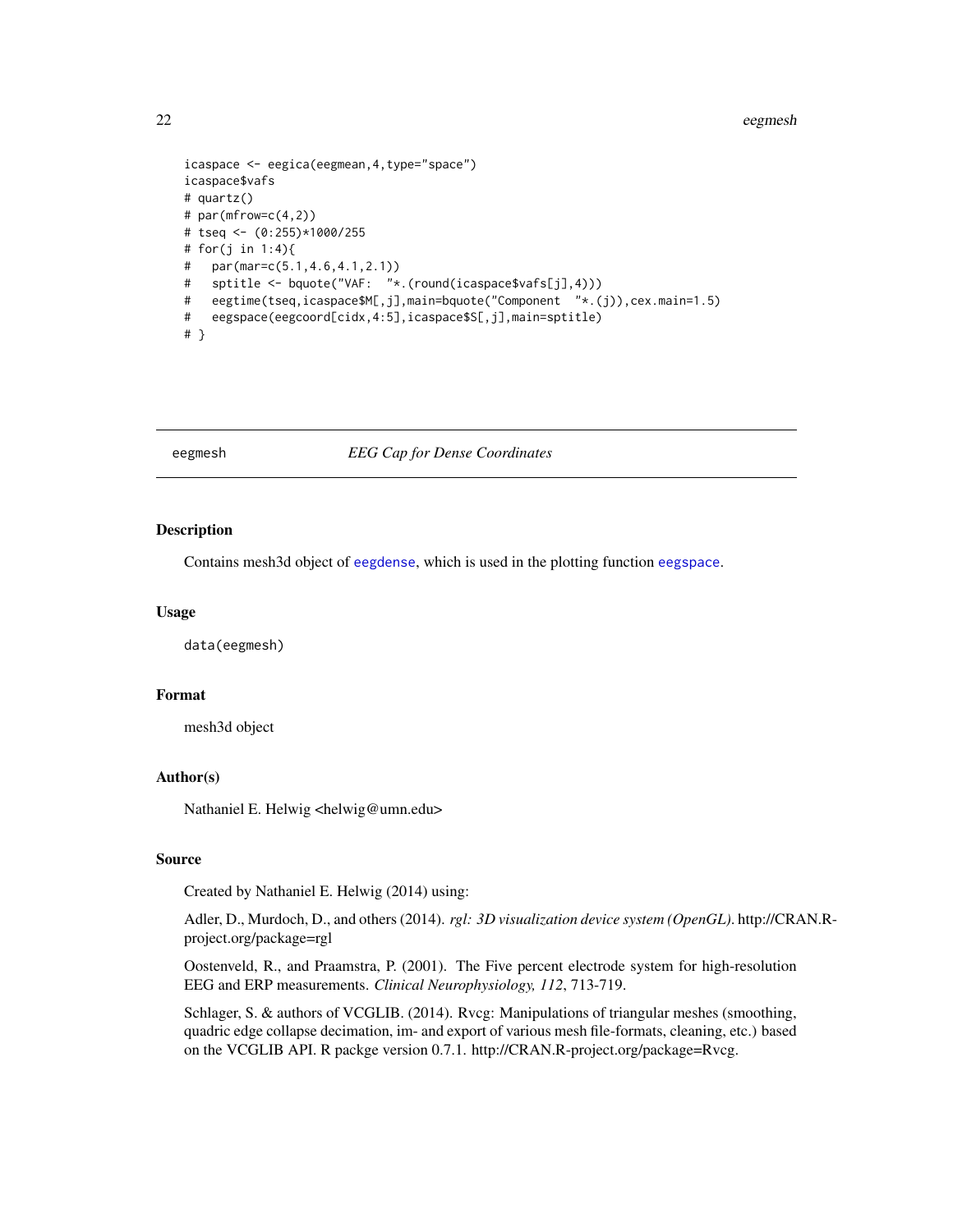```
icaspace <- eegica(eegmean,4,type="space")
icaspace$vafs
# quartz()
# par(mfrow=c(4,2))
# tseq <- (0:255)*1000/255
# for(j in 1:4){
#   par(mar=c(5.1,4.6,4.1,2.1))
#   sptitle <- bquote("VAF:  "*.(round(icaspace$vafs[j],4)))
#   eegtime(tseq,icaspace$M[,j],main=bquote("Component  "*.(j)),cex.main=1.5)
#   eegspace(eegcoord[cidx,4:5],icaspace$S[,j],main=sptitle)
# }
```

---

## eegmesh — *EEG Cap for Dense Coordinates*

---

### Description

Contains mesh3d object of `eegdense`, which is used in the plotting function `eegspace`.

### Usage

```
data(eegmesh)
```

### Format

mesh3d object

### Author(s)

Nathaniel E. Helwig <helwig@umn.edu>

### Source

Created by Nathaniel E. Helwig (2014) using:

Adler, D., Murdoch, D., and others (2014). *rgl: 3D visualization device system (OpenGL)*. http://CRAN.R-project.org/package=rgl

Oostenveld, R., and Praamstra, P. (2001). The Five percent electrode system for high-resolution EEG and ERP measurements. *Clinical Neurophysiology, 112*, 713-719.

Schlager, S. & authors of VCGLIB. (2014). Rvcg: Manipulations of triangular meshes (smoothing, quadric edge collapse decimation, im- and export of various mesh file-formats, cleaning, etc.) based on the VCGLIB API. R packge version 0.7.1. http://CRAN.R-project.org/package=Rvcg.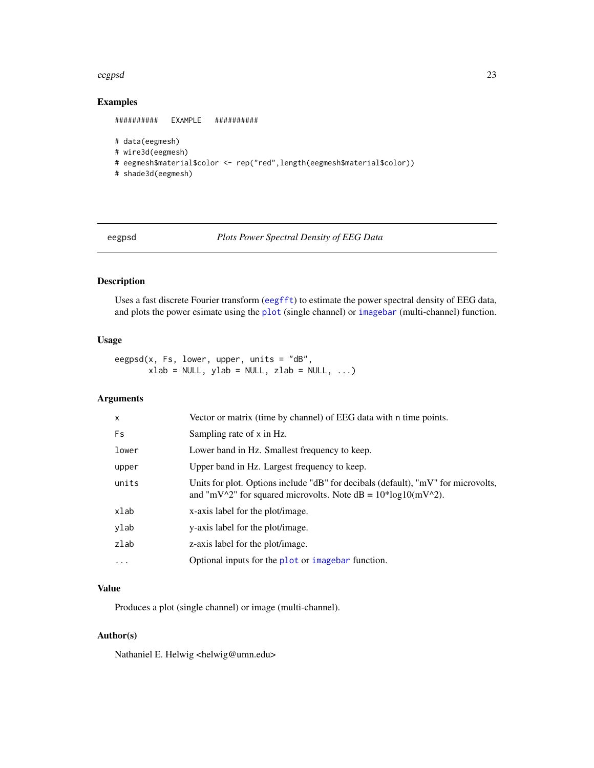## Examples

```
##########   EXAMPLE   ##########

# data(eegmesh)
# wire3d(eegmesh)
# eegmesh$material$color <- rep("red",length(eegmesh$material$color))
# shade3d(eegmesh)
```

---

eegpsd *Plots Power Spectral Density of EEG Data*

---

## Description

Uses a fast discrete Fourier transform (eegfft) to estimate the power spectral density of EEG data, and plots the power esimate using the plot (single channel) or imagebar (multi-channel) function.

## Usage

```
eegpsd(x, Fs, lower, upper, units = "dB",
       xlab = NULL, ylab = NULL, zlab = NULL, ...)
```

## Arguments

| | |
|---|---|
| x | Vector or matrix (time by channel) of EEG data with n time points. |
| Fs | Sampling rate of x in Hz. |
| lower | Lower band in Hz. Smallest frequency to keep. |
| upper | Upper band in Hz. Largest frequency to keep. |
| units | Units for plot. Options include "dB" for decibals (default), "mV" for microvolts, and "mV^2" for squared microvolts. Note dB = 10*log10(mV^2). |
| xlab | x-axis label for the plot/image. |
| ylab | y-axis label for the plot/image. |
| zlab | z-axis label for the plot/image. |
| ... | Optional inputs for the plot or imagebar function. |

## Value

Produces a plot (single channel) or image (multi-channel).

## Author(s)

Nathaniel E. Helwig <helwig@umn.edu>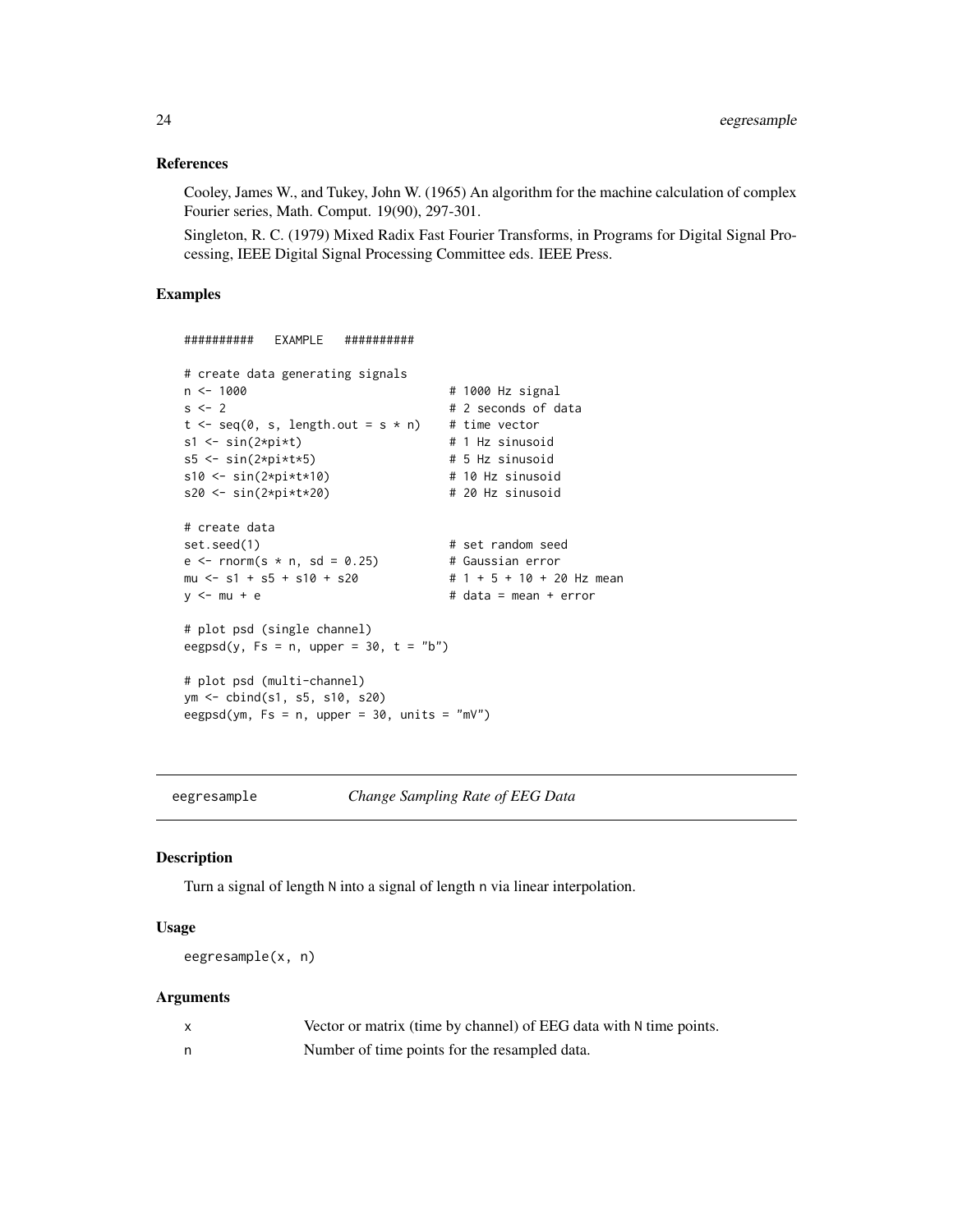### References

Cooley, James W., and Tukey, John W. (1965) An algorithm for the machine calculation of complex Fourier series, Math. Comput. 19(90), 297-301.

Singleton, R. C. (1979) Mixed Radix Fast Fourier Transforms, in Programs for Digital Signal Processing, IEEE Digital Signal Processing Committee eds. IEEE Press.

### Examples

```
##########   EXAMPLE   ##########

# create data generating signals
n <- 1000                            # 1000 Hz signal
s <- 2                               # 2 seconds of data
t <- seq(0, s, length.out = s * n)   # time vector
s1 <- sin(2*pi*t)                    # 1 Hz sinusoid
s5 <- sin(2*pi*t*5)                  # 5 Hz sinusoid
s10 <- sin(2*pi*t*10)                # 10 Hz sinusoid
s20 <- sin(2*pi*t*20)                # 20 Hz sinusoid

# create data
set.seed(1)                          # set random seed
e <- rnorm(s * n, sd = 0.25)         # Gaussian error
mu <- s1 + s5 + s10 + s20            # 1 + 5 + 10 + 20 Hz mean
y <- mu + e                          # data = mean + error

# plot psd (single channel)
eegpsd(y, Fs = n, upper = 30, t = "b")

# plot psd (multi-channel)
ym <- cbind(s1, s5, s10, s20)
eegpsd(ym, Fs = n, upper = 30, units = "mV")
```

---

## eegresample — *Change Sampling Rate of EEG Data*

---

### Description

Turn a signal of length N into a signal of length n via linear interpolation.

### Usage

```
eegresample(x, n)
```

### Arguments

| | |
|---|---|
| x | Vector or matrix (time by channel) of EEG data with N time points. |
| n | Number of time points for the resampled data. |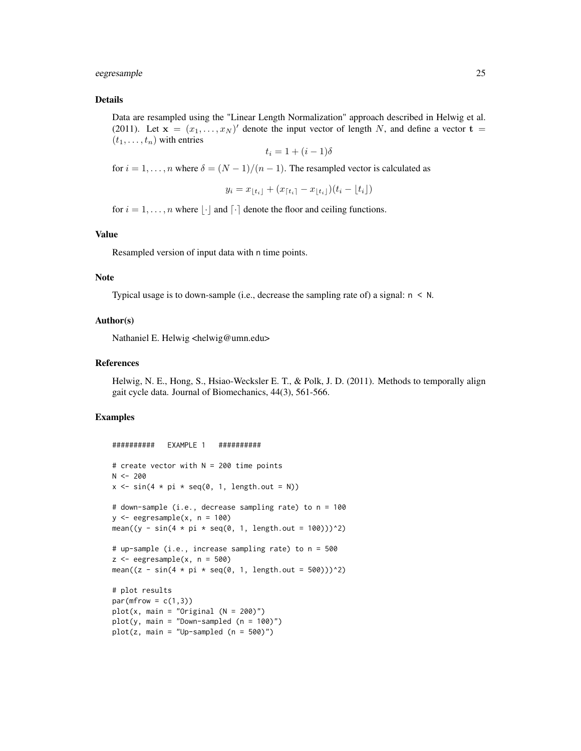## Details

Data are resampled using the "Linear Length Normalization" approach described in Helwig et al. (2011). Let $\mathbf{x} = (x_1, \ldots, x_N)'$ denote the input vector of length $N$, and define a vector $\mathbf{t} = (t_1, \ldots, t_n)$ with entries

$$t_i = 1 + (i-1)\delta$$

for $i = 1, \ldots, n$ where $\delta = (N-1)/(n-1)$. The resampled vector is calculated as

$$y_i = x_{\lfloor t_i \rfloor} + (x_{\lceil t_i \rceil} - x_{\lfloor t_i \rfloor})(t_i - \lfloor t_i \rfloor)$$

for $i = 1, \ldots, n$ where $\lfloor \cdot \rfloor$ and $\lceil \cdot \rceil$ denote the floor and ceiling functions.

## Value

Resampled version of input data with `n` time points.

## Note

Typical usage is to down-sample (i.e., decrease the sampling rate of) a signal: `n < N`.

## Author(s)

Nathaniel E. Helwig <helwig@umn.edu>

## References

Helwig, N. E., Hong, S., Hsiao-Wecksler E. T., & Polk, J. D. (2011). Methods to temporally align gait cycle data. Journal of Biomechanics, 44(3), 561-566.

## Examples

```
##########   EXAMPLE 1   ##########

# create vector with N = 200 time points
N <- 200
x <- sin(4 * pi * seq(0, 1, length.out = N))

# down-sample (i.e., decrease sampling rate) to n = 100
y <- eegresample(x, n = 100)
mean((y - sin(4 * pi * seq(0, 1, length.out = 100)))^2)

# up-sample (i.e., increase sampling rate) to n = 500
z <- eegresample(x, n = 500)
mean((z - sin(4 * pi * seq(0, 1, length.out = 500)))^2)

# plot results
par(mfrow = c(1,3))
plot(x, main = "Original (N = 200)")
plot(y, main = "Down-sampled (n = 100)")
plot(z, main = "Up-sampled (n = 500)")
```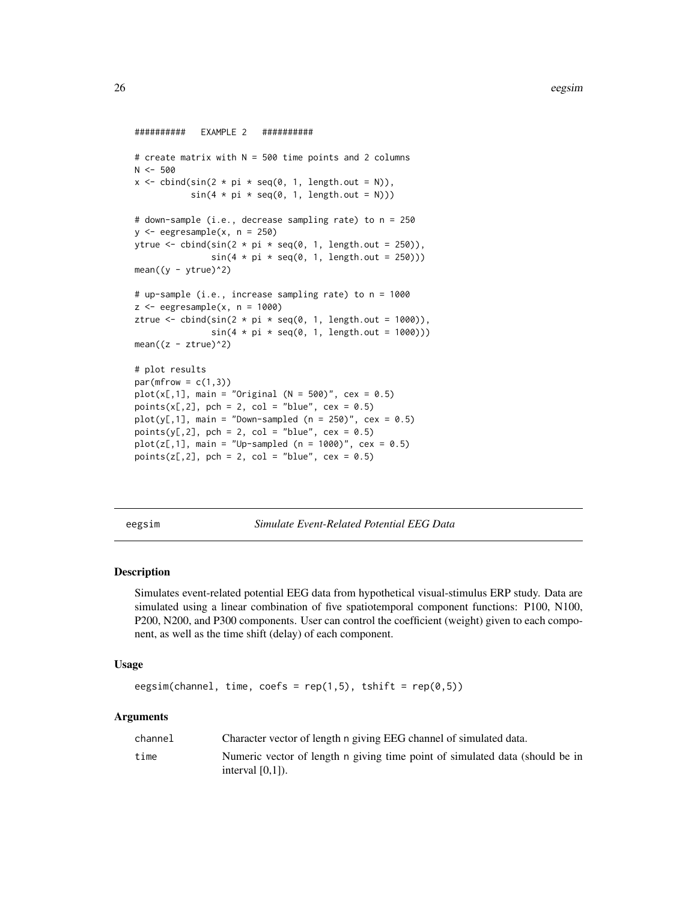```
##########   EXAMPLE 2   ##########

# create matrix with N = 500 time points and 2 columns
N <- 500
x <- cbind(sin(2 * pi * seq(0, 1, length.out = N)),
           sin(4 * pi * seq(0, 1, length.out = N)))

# down-sample (i.e., decrease sampling rate) to n = 250
y <- eegresample(x, n = 250)
ytrue <- cbind(sin(2 * pi * seq(0, 1, length.out = 250)),
               sin(4 * pi * seq(0, 1, length.out = 250)))
mean((y - ytrue)^2)

# up-sample (i.e., increase sampling rate) to n = 1000
z <- eegresample(x, n = 1000)
ztrue <- cbind(sin(2 * pi * seq(0, 1, length.out = 1000)),
               sin(4 * pi * seq(0, 1, length.out = 1000)))
mean((z - ztrue)^2)

# plot results
par(mfrow = c(1,3))
plot(x[,1], main = "Original (N = 500)", cex = 0.5)
points(x[,2], pch = 2, col = "blue", cex = 0.5)
plot(y[,1], main = "Down-sampled (n = 250)", cex = 0.5)
points(y[,2], pch = 2, col = "blue", cex = 0.5)
plot(z[,1], main = "Up-sampled (n = 1000)", cex = 0.5)
points(z[,2], pch = 2, col = "blue", cex = 0.5)
```

---

## eegsim — *Simulate Event-Related Potential EEG Data*

### Description

Simulates event-related potential EEG data from hypothetical visual-stimulus ERP study. Data are simulated using a linear combination of five spatiotemporal component functions: P100, N100, P200, N200, and P300 components. User can control the coefficient (weight) given to each component, as well as the time shift (delay) of each component.

### Usage

```
eegsim(channel, time, coefs = rep(1,5), tshift = rep(0,5))
```

### Arguments

| | |
|---|---|
| `channel` | Character vector of length n giving EEG channel of simulated data. |
| `time` | Numeric vector of length n giving time point of simulated data (should be in interval [0,1]). |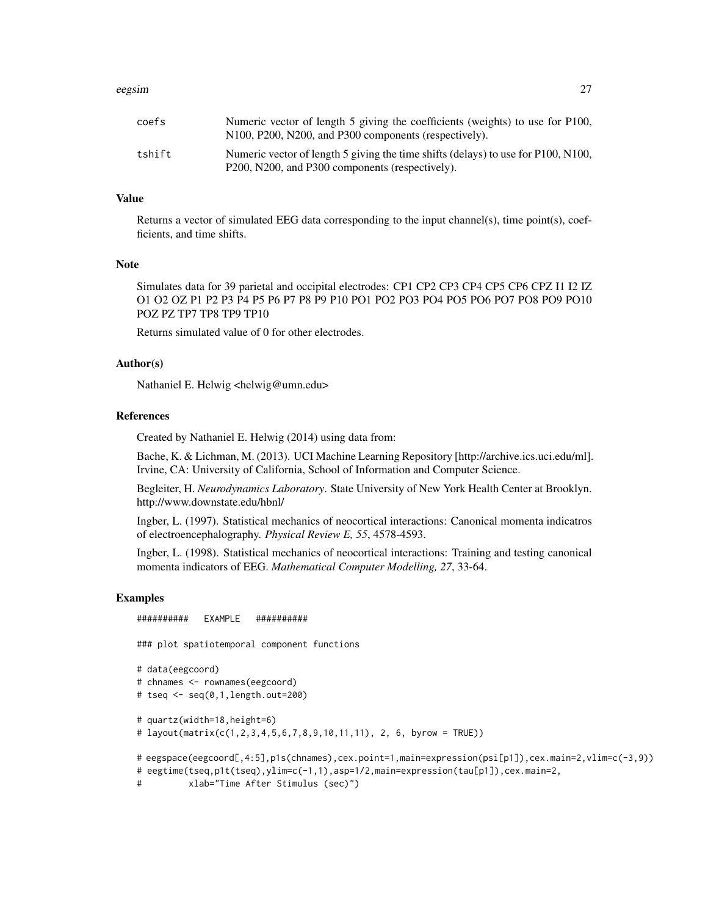| | |
|---|---|
| coefs | Numeric vector of length 5 giving the coefficients (weights) to use for P100, N100, P200, N200, and P300 components (respectively). |
| tshift | Numeric vector of length 5 giving the time shifts (delays) to use for P100, N100, P200, N200, and P300 components (respectively). |

## Value

Returns a vector of simulated EEG data corresponding to the input channel(s), time point(s), coefficients, and time shifts.

## Note

Simulates data for 39 parietal and occipital electrodes: CP1 CP2 CP3 CP4 CP5 CP6 CPZ I1 I2 IZ O1 O2 OZ P1 P2 P3 P4 P5 P6 P7 P8 P9 P10 PO1 PO2 PO3 PO4 PO5 PO6 PO7 PO8 PO9 PO10 POZ PZ TP7 TP8 TP9 TP10

Returns simulated value of 0 for other electrodes.

## Author(s)

Nathaniel E. Helwig <helwig@umn.edu>

## References

Created by Nathaniel E. Helwig (2014) using data from:

Bache, K. & Lichman, M. (2013). UCI Machine Learning Repository [http://archive.ics.uci.edu/ml]. Irvine, CA: University of California, School of Information and Computer Science.

Begleiter, H. *Neurodynamics Laboratory*. State University of New York Health Center at Brooklyn. http://www.downstate.edu/hbnl/

Ingber, L. (1997). Statistical mechanics of neocortical interactions: Canonical momenta indicatros of electroencephalography. *Physical Review E, 55*, 4578-4593.

Ingber, L. (1998). Statistical mechanics of neocortical interactions: Training and testing canonical momenta indicators of EEG. *Mathematical Computer Modelling, 27*, 33-64.

## Examples

```
##########   EXAMPLE   ##########

### plot spatiotemporal component functions

# data(eegcoord)
# chnames <- rownames(eegcoord)
# tseq <- seq(0,1,length.out=200)

# quartz(width=18,height=6)
# layout(matrix(c(1,2,3,4,5,6,7,8,9,10,11,11), 2, 6, byrow = TRUE))

# eegspace(eegcoord[,4:5],p1s(chnames),cex.point=1,main=expression(psi[p1]),cex.main=2,vlim=c(-3,9))
# eegtime(tseq,p1t(tseq),ylim=c(-1,1),asp=1/2,main=expression(tau[p1]),cex.main=2,
#         xlab="Time After Stimulus (sec)")
```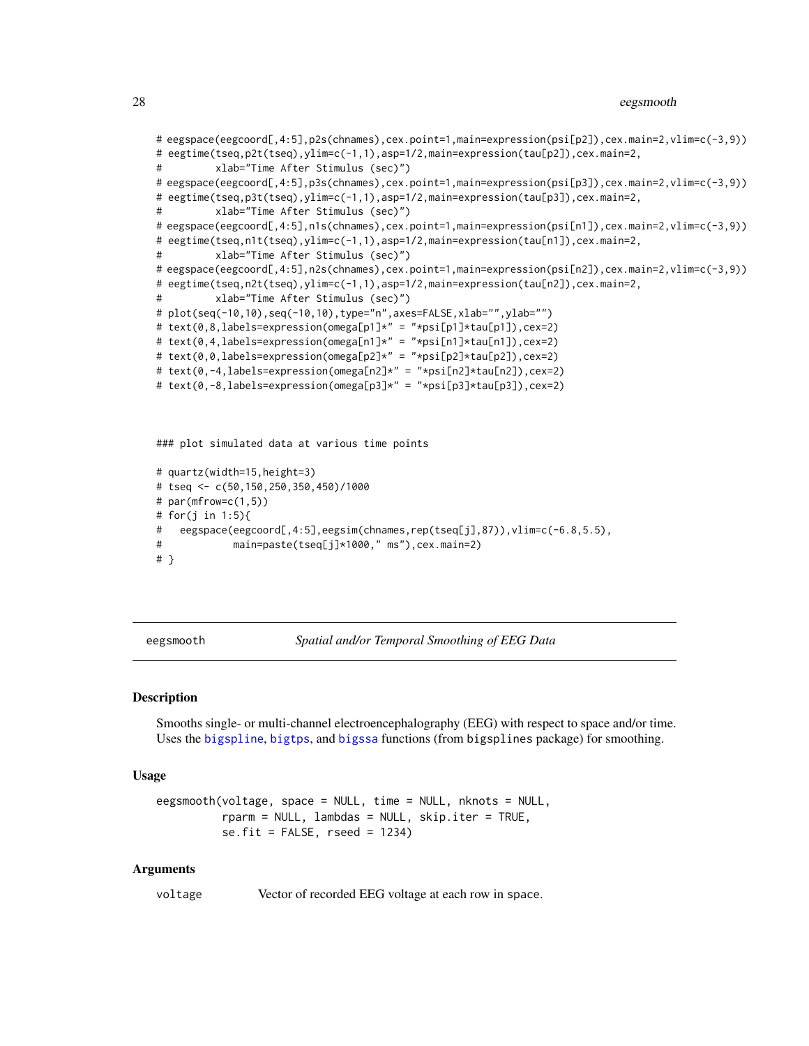```
# eegspace(eegcoord[,4:5],p2s(chnames),cex.point=1,main=expression(psi[p2]),cex.main=2,vlim=c(-3,9))
# eegtime(tseq,p2t(tseq),ylim=c(-1,1),asp=1/2,main=expression(tau[p2]),cex.main=2,
#         xlab="Time After Stimulus (sec)")
# eegspace(eegcoord[,4:5],p3s(chnames),cex.point=1,main=expression(psi[p3]),cex.main=2,vlim=c(-3,9))
# eegtime(tseq,p3t(tseq),ylim=c(-1,1),asp=1/2,main=expression(tau[p3]),cex.main=2,
#         xlab="Time After Stimulus (sec)")
# eegspace(eegcoord[,4:5],n1s(chnames),cex.point=1,main=expression(psi[n1]),cex.main=2,vlim=c(-3,9))
# eegtime(tseq,n1t(tseq),ylim=c(-1,1),asp=1/2,main=expression(tau[n1]),cex.main=2,
#         xlab="Time After Stimulus (sec)")
# eegspace(eegcoord[,4:5],n2s(chnames),cex.point=1,main=expression(psi[n2]),cex.main=2,vlim=c(-3,9))
# eegtime(tseq,n2t(tseq),ylim=c(-1,1),asp=1/2,main=expression(tau[n2]),cex.main=2,
#         xlab="Time After Stimulus (sec)")
# plot(seq(-10,10),seq(-10,10),type="n",axes=FALSE,xlab="",ylab="")
# text(0,8,labels=expression(omega[p1]*" = "*psi[p1]*tau[p1]),cex=2)
# text(0,4,labels=expression(omega[n1]*" = "*psi[n1]*tau[n1]),cex=2)
# text(0,0,labels=expression(omega[p2]*" = "*psi[p2]*tau[p2]),cex=2)
# text(0,-4,labels=expression(omega[n2]*" = "*psi[n2]*tau[n2]),cex=2)
# text(0,-8,labels=expression(omega[p3]*" = "*psi[p3]*tau[p3]),cex=2)



### plot simulated data at various time points

# quartz(width=15,height=3)
# tseq <- c(50,150,250,350,450)/1000
# par(mfrow=c(1,5))
# for(j in 1:5){
#   eegspace(eegcoord[,4:5],eegsim(chnames,rep(tseq[j],87)),vlim=c(-6.8,5.5),
#            main=paste(tseq[j]*1000," ms"),cex.main=2)
# }
```

## eegsmooth — *Spatial and/or Temporal Smoothing of EEG Data*

### Description

Smooths single- or multi-channel electroencephalography (EEG) with respect to space and/or time. Uses the bigspline, bigtps, and bigssa functions (from bigsplines package) for smoothing.

### Usage

```
eegsmooth(voltage, space = NULL, time = NULL, nknots = NULL,
          rparm = NULL, lambdas = NULL, skip.iter = TRUE,
          se.fit = FALSE, rseed = 1234)
```

### Arguments

| | |
|---|---|
| voltage | Vector of recorded EEG voltage at each row in space. |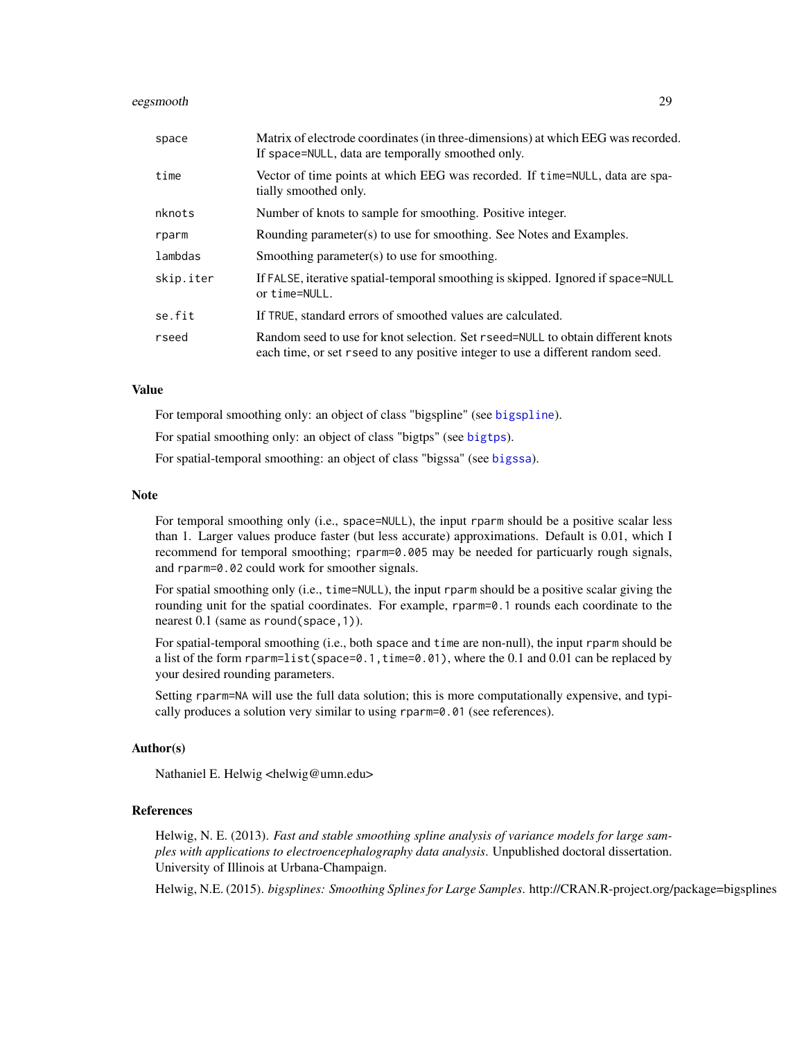| | |
|---|---|
| space | Matrix of electrode coordinates (in three-dimensions) at which EEG was recorded. If space=NULL, data are temporally smoothed only. |
| time | Vector of time points at which EEG was recorded. If time=NULL, data are spatially smoothed only. |
| nknots | Number of knots to sample for smoothing. Positive integer. |
| rparm | Rounding parameter(s) to use for smoothing. See Notes and Examples. |
| lambdas | Smoothing parameter(s) to use for smoothing. |
| skip.iter | If FALSE, iterative spatial-temporal smoothing is skipped. Ignored if space=NULL or time=NULL. |
| se.fit | If TRUE, standard errors of smoothed values are calculated. |
| rseed | Random seed to use for knot selection. Set rseed=NULL to obtain different knots each time, or set rseed to any positive integer to use a different random seed. |

### Value

For temporal smoothing only: an object of class "bigspline" (see bigspline).

For spatial smoothing only: an object of class "bigtps" (see bigtps).

For spatial-temporal smoothing: an object of class "bigssa" (see bigssa).

### Note

For temporal smoothing only (i.e., space=NULL), the input rparm should be a positive scalar less than 1. Larger values produce faster (but less accurate) approximations. Default is 0.01, which I recommend for temporal smoothing; rparm=0.005 may be needed for particularly rough signals, and rparm=0.02 could work for smoother signals.

For spatial smoothing only (i.e., time=NULL), the input rparm should be a positive scalar giving the rounding unit for the spatial coordinates. For example, rparm=0.1 rounds each coordinate to the nearest 0.1 (same as round(space,1)).

For spatial-temporal smoothing (i.e., both space and time are non-null), the input rparm should be a list of the form rparm=list(space=0.1,time=0.01), where the 0.1 and 0.01 can be replaced by your desired rounding parameters.

Setting rparm=NA will use the full data solution; this is more computationally expensive, and typically produces a solution very similar to using rparm=0.01 (see references).

### Author(s)

Nathaniel E. Helwig <helwig@umn.edu>

### References

Helwig, N. E. (2013). *Fast and stable smoothing spline analysis of variance models for large samples with applications to electroencephalography data analysis*. Unpublished doctoral dissertation. University of Illinois at Urbana-Champaign.

Helwig, N.E. (2015). *bigsplines: Smoothing Splines for Large Samples*. http://CRAN.R-project.org/package=bigsplines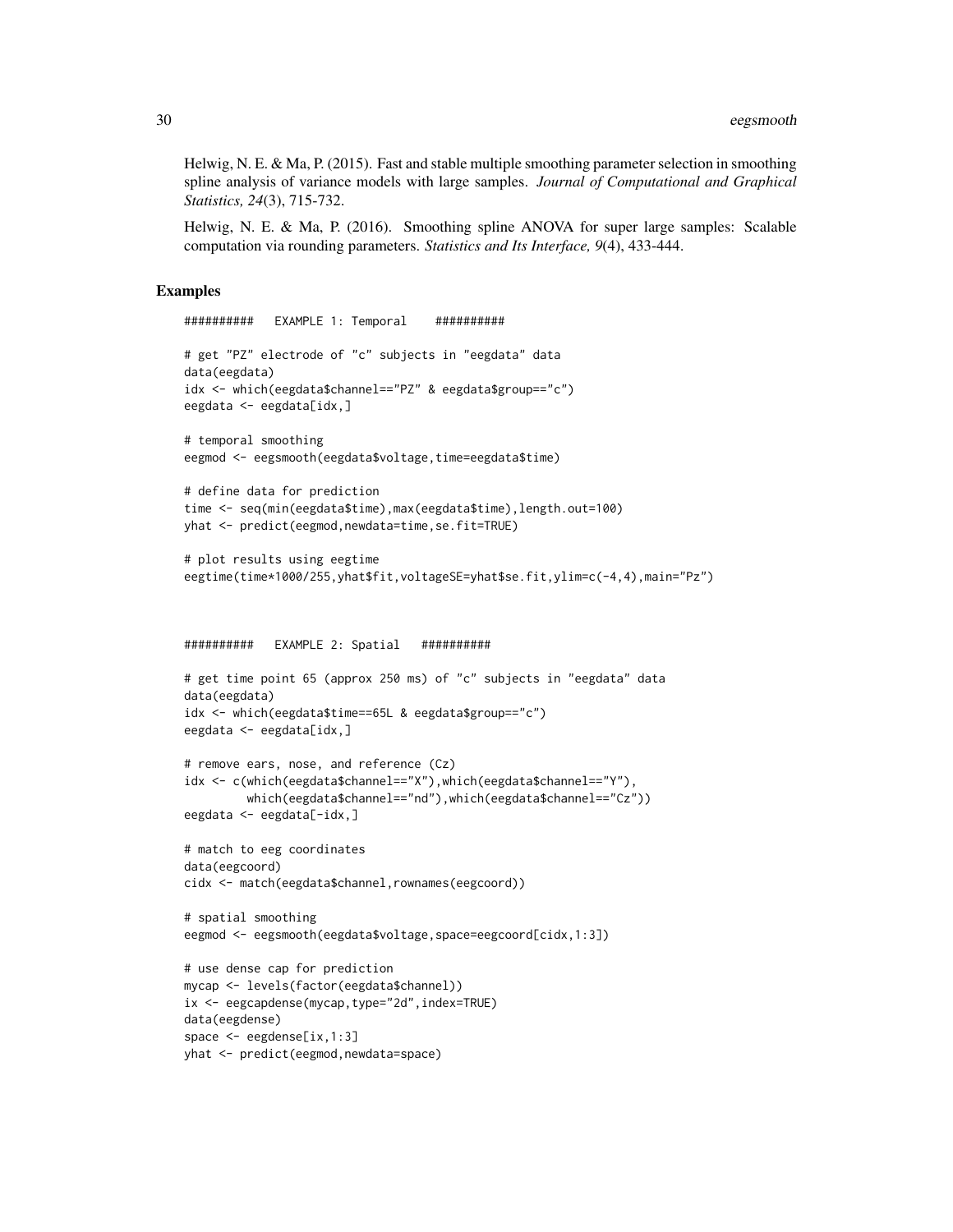Helwig, N. E. & Ma, P. (2015). Fast and stable multiple smoothing parameter selection in smoothing spline analysis of variance models with large samples. *Journal of Computational and Graphical Statistics, 24*(3), 715-732.

Helwig, N. E. & Ma, P. (2016). Smoothing spline ANOVA for super large samples: Scalable computation via rounding parameters. *Statistics and Its Interface, 9*(4), 433-444.

## Examples

```
##########   EXAMPLE 1: Temporal    ##########

# get "PZ" electrode of "c" subjects in "eegdata" data
data(eegdata)
idx <- which(eegdata$channel=="PZ" & eegdata$group=="c")
eegdata <- eegdata[idx,]

# temporal smoothing
eegmod <- eegsmooth(eegdata$voltage,time=eegdata$time)

# define data for prediction
time <- seq(min(eegdata$time),max(eegdata$time),length.out=100)
yhat <- predict(eegmod,newdata=time,se.fit=TRUE)

# plot results using eegtime
eegtime(time*1000/255,yhat$fit,voltageSE=yhat$se.fit,ylim=c(-4,4),main="Pz")



##########   EXAMPLE 2: Spatial   ##########

# get time point 65 (approx 250 ms) of "c" subjects in "eegdata" data
data(eegdata)
idx <- which(eegdata$time==65L & eegdata$group=="c")
eegdata <- eegdata[idx,]

# remove ears, nose, and reference (Cz)
idx <- c(which(eegdata$channel=="X"),which(eegdata$channel=="Y"),
         which(eegdata$channel=="nd"),which(eegdata$channel=="Cz"))
eegdata <- eegdata[-idx,]

# match to eeg coordinates
data(eegcoord)
cidx <- match(eegdata$channel,rownames(eegcoord))

# spatial smoothing
eegmod <- eegsmooth(eegdata$voltage,space=eegcoord[cidx,1:3])

# use dense cap for prediction
mycap <- levels(factor(eegdata$channel))
ix <- eegcapdense(mycap,type="2d",index=TRUE)
data(eegdense)
space <- eegdense[ix,1:3]
yhat <- predict(eegmod,newdata=space)
```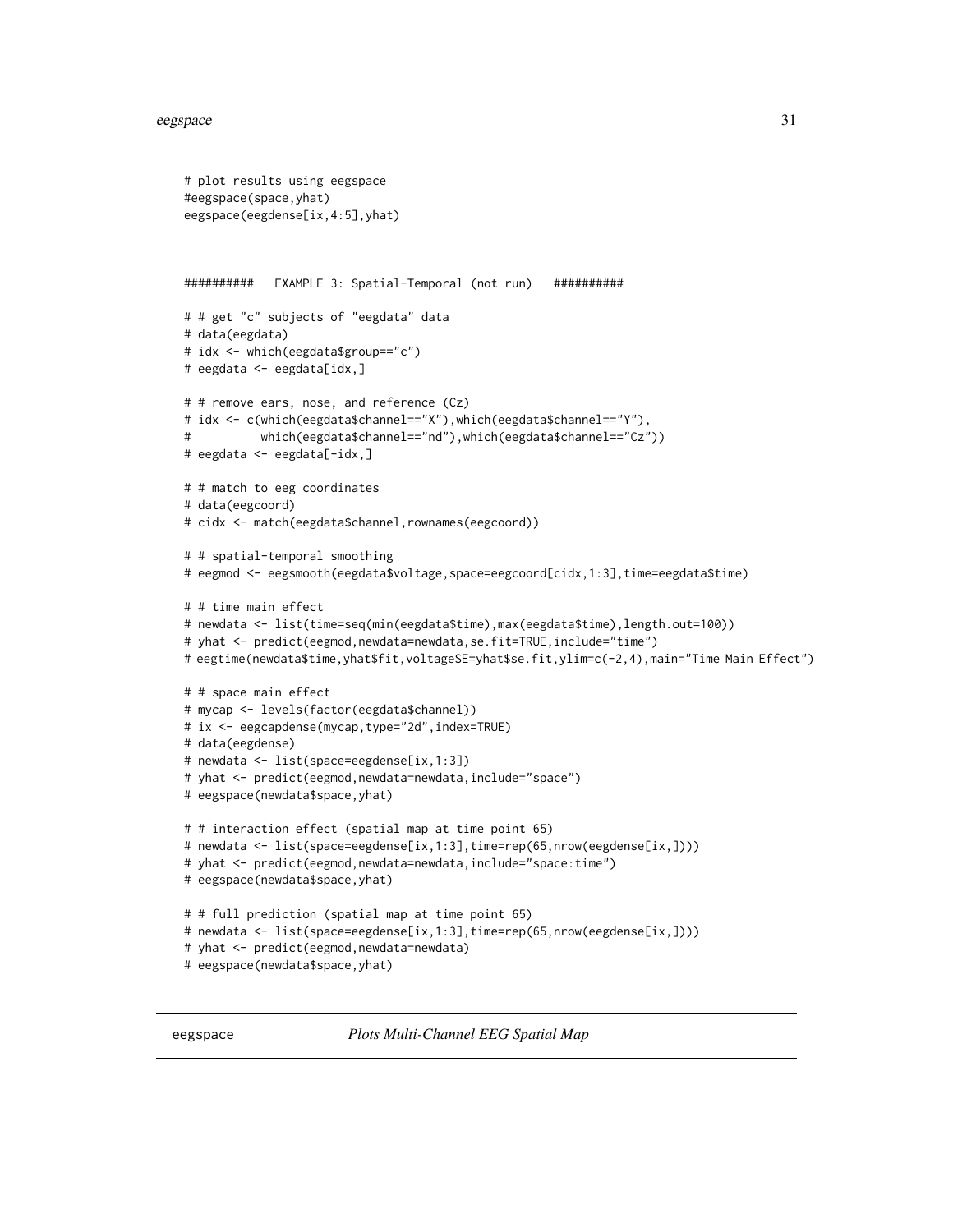```
# plot results using eegspace
#eegspace(space,yhat)
eegspace(eegdense[ix,4:5],yhat)



##########   EXAMPLE 3: Spatial-Temporal (not run)   ##########

# # get "c" subjects of "eegdata" data
# data(eegdata)
# idx <- which(eegdata$group=="c")
# eegdata <- eegdata[idx,]

# # remove ears, nose, and reference (Cz)
# idx <- c(which(eegdata$channel=="X"),which(eegdata$channel=="Y"),
#          which(eegdata$channel=="nd"),which(eegdata$channel=="Cz"))
# eegdata <- eegdata[-idx,]

# # match to eeg coordinates
# data(eegcoord)
# cidx <- match(eegdata$channel,rownames(eegcoord))

# # spatial-temporal smoothing
# eegmod <- eegsmooth(eegdata$voltage,space=eegcoord[cidx,1:3],time=eegdata$time)

# # time main effect
# newdata <- list(time=seq(min(eegdata$time),max(eegdata$time),length.out=100))
# yhat <- predict(eegmod,newdata=newdata,se.fit=TRUE,include="time")
# eegtime(newdata$time,yhat$fit,voltageSE=yhat$se.fit,ylim=c(-2,4),main="Time Main Effect")

# # space main effect
# mycap <- levels(factor(eegdata$channel))
# ix <- eegcapdense(mycap,type="2d",index=TRUE)
# data(eegdense)
# newdata <- list(space=eegdense[ix,1:3])
# yhat <- predict(eegmod,newdata=newdata,include="space")
# eegspace(newdata$space,yhat)

# # interaction effect (spatial map at time point 65)
# newdata <- list(space=eegdense[ix,1:3],time=rep(65,nrow(eegdense[ix,])))
# yhat <- predict(eegmod,newdata=newdata,include="space:time")
# eegspace(newdata$space,yhat)

# # full prediction (spatial map at time point 65)
# newdata <- list(space=eegdense[ix,1:3],time=rep(65,nrow(eegdense[ix,])))
# yhat <- predict(eegmod,newdata=newdata)
# eegspace(newdata$space,yhat)
```

---

## eegspace — *Plots Multi-Channel EEG Spatial Map*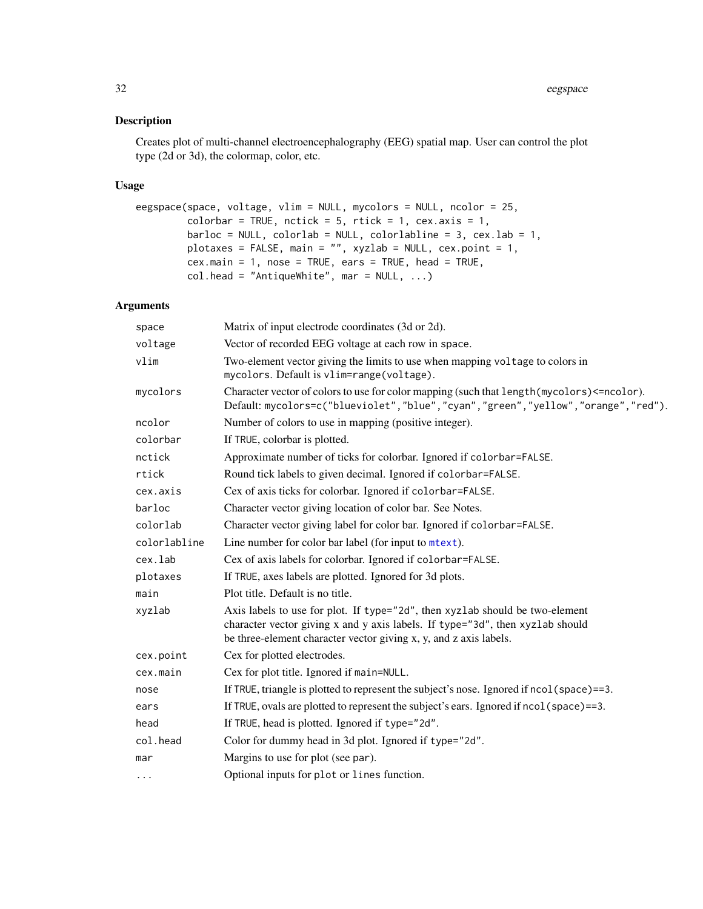## Description

Creates plot of multi-channel electroencephalography (EEG) spatial map. User can control the plot type (2d or 3d), the colormap, color, etc.

## Usage

```
eegspace(space, voltage, vlim = NULL, mycolors = NULL, ncolor = 25,
         colorbar = TRUE, nctick = 5, rtick = 1, cex.axis = 1,
         barloc = NULL, colorlab = NULL, colorlabline = 3, cex.lab = 1,
         plotaxes = FALSE, main = "", xyzlab = NULL, cex.point = 1,
         cex.main = 1, nose = TRUE, ears = TRUE, head = TRUE,
         col.head = "AntiqueWhite", mar = NULL, ...)
```

## Arguments

| | |
|---|---|
| `space` | Matrix of input electrode coordinates (3d or 2d). |
| `voltage` | Vector of recorded EEG voltage at each row in `space`. |
| `vlim` | Two-element vector giving the limits to use when mapping `voltage` to colors in `mycolors`. Default is `vlim=range(voltage)`. |
| `mycolors` | Character vector of colors to use for color mapping (such that `length(mycolors)<=ncolor`). Default: `mycolors=c("blueviolet","blue","cyan","green","yellow","orange","red")`. |
| `ncolor` | Number of colors to use in mapping (positive integer). |
| `colorbar` | If `TRUE`, colorbar is plotted. |
| `nctick` | Approximate number of ticks for colorbar. Ignored if `colorbar=FALSE`. |
| `rtick` | Round tick labels to given decimal. Ignored if `colorbar=FALSE`. |
| `cex.axis` | Cex of axis ticks for colorbar. Ignored if `colorbar=FALSE`. |
| `barloc` | Character vector giving location of color bar. See Notes. |
| `colorlab` | Character vector giving label for color bar. Ignored if `colorbar=FALSE`. |
| `colorlabline` | Line number for color bar label (for input to `mtext`). |
| `cex.lab` | Cex of axis labels for colorbar. Ignored if `colorbar=FALSE`. |
| `plotaxes` | If `TRUE`, axes labels are plotted. Ignored for 3d plots. |
| `main` | Plot title. Default is no title. |
| `xyzlab` | Axis labels to use for plot. If `type="2d"`, then `xyzlab` should be two-element character vector giving x and y axis labels. If `type="3d"`, then `xyzlab` should be three-element character vector giving x, y, and z axis labels. |
| `cex.point` | Cex for plotted electrodes. |
| `cex.main` | Cex for plot title. Ignored if `main=NULL`. |
| `nose` | If `TRUE`, triangle is plotted to represent the subject's nose. Ignored if `ncol(space)==3`. |
| `ears` | If `TRUE`, ovals are plotted to represent the subject's ears. Ignored if `ncol(space)==3`. |
| `head` | If `TRUE`, head is plotted. Ignored if `type="2d"`. |
| `col.head` | Color for dummy head in 3d plot. Ignored if `type="2d"`. |
| `mar` | Margins to use for plot (see `par`). |
| `...` | Optional inputs for `plot` or `lines` function. |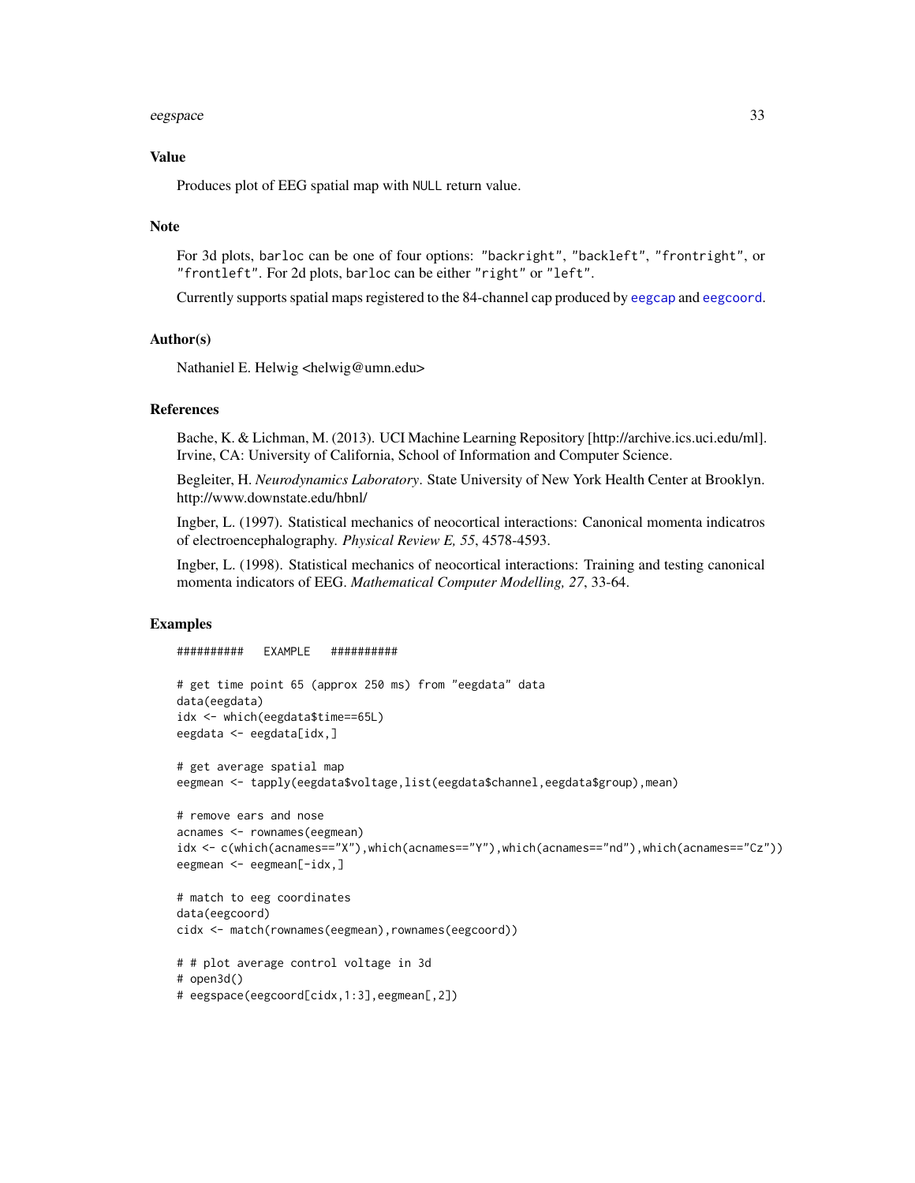### Value

Produces plot of EEG spatial map with NULL return value.

### Note

For 3d plots, barloc can be one of four options: "backright", "backleft", "frontright", or "frontleft". For 2d plots, barloc can be either "right" or "left".

Currently supports spatial maps registered to the 84-channel cap produced by eegcap and eegcoord.

### Author(s)

Nathaniel E. Helwig <helwig@umn.edu>

### References

Bache, K. & Lichman, M. (2013). UCI Machine Learning Repository [http://archive.ics.uci.edu/ml]. Irvine, CA: University of California, School of Information and Computer Science.

Begleiter, H. *Neurodynamics Laboratory*. State University of New York Health Center at Brooklyn. http://www.downstate.edu/hbnl/

Ingber, L. (1997). Statistical mechanics of neocortical interactions: Canonical momenta indicatros of electroencephalography. *Physical Review E, 55*, 4578-4593.

Ingber, L. (1998). Statistical mechanics of neocortical interactions: Training and testing canonical momenta indicators of EEG. *Mathematical Computer Modelling, 27*, 33-64.

### Examples

```
##########   EXAMPLE   ##########

# get time point 65 (approx 250 ms) from "eegdata" data
data(eegdata)
idx <- which(eegdata$time==65L)
eegdata <- eegdata[idx,]

# get average spatial map
eegmean <- tapply(eegdata$voltage,list(eegdata$channel,eegdata$group),mean)

# remove ears and nose
acnames <- rownames(eegmean)
idx <- c(which(acnames=="X"),which(acnames=="Y"),which(acnames=="nd"),which(acnames=="Cz"))
eegmean <- eegmean[-idx,]

# match to eeg coordinates
data(eegcoord)
cidx <- match(rownames(eegmean),rownames(eegcoord))

# # plot average control voltage in 3d
# open3d()
# eegspace(eegcoord[cidx,1:3],eegmean[,2])
```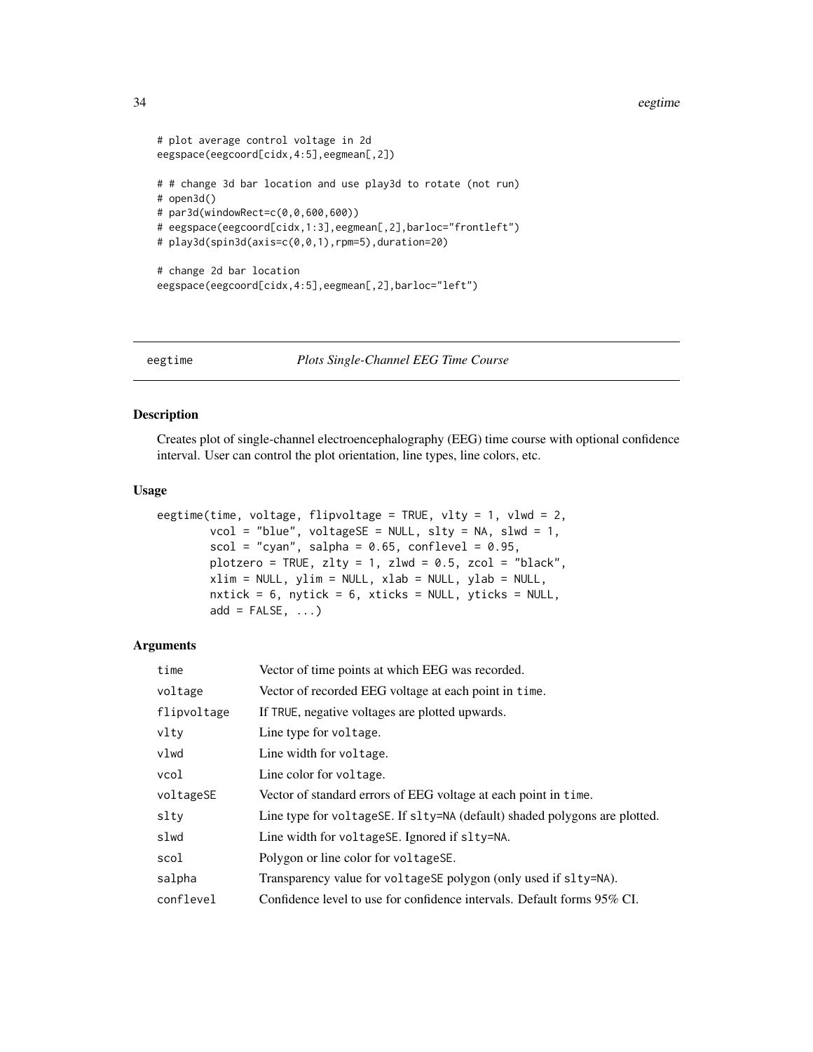```
# plot average control voltage in 2d
eegspace(eegcoord[cidx,4:5],eegmean[,2])

# # change 3d bar location and use play3d to rotate (not run)
# open3d()
# par3d(windowRect=c(0,0,600,600))
# eegspace(eegcoord[cidx,1:3],eegmean[,2],barloc="frontleft")
# play3d(spin3d(axis=c(0,0,1),rpm=5),duration=20)

# change 2d bar location
eegspace(eegcoord[cidx,4:5],eegmean[,2],barloc="left")
```

## eegtime — *Plots Single-Channel EEG Time Course*

### Description

Creates plot of single-channel electroencephalography (EEG) time course with optional confidence interval. User can control the plot orientation, line types, line colors, etc.

### Usage

```
eegtime(time, voltage, flipvoltage = TRUE, vlty = 1, vlwd = 2,
        vcol = "blue", voltageSE = NULL, slty = NA, slwd = 1,
        scol = "cyan", salpha = 0.65, conflevel = 0.95,
        plotzero = TRUE, zlty = 1, zlwd = 0.5, zcol = "black",
        xlim = NULL, ylim = NULL, xlab = NULL, ylab = NULL,
        nxtick = 6, nytick = 6, xticks = NULL, yticks = NULL,
        add = FALSE, ...)
```

### Arguments

| Argument | Description |
|---|---|
| `time` | Vector of time points at which EEG was recorded. |
| `voltage` | Vector of recorded EEG voltage at each point in `time`. |
| `flipvoltage` | If `TRUE`, negative voltages are plotted upwards. |
| `vlty` | Line type for `voltage`. |
| `vlwd` | Line width for `voltage`. |
| `vcol` | Line color for `voltage`. |
| `voltageSE` | Vector of standard errors of EEG voltage at each point in `time`. |
| `slty` | Line type for `voltageSE`. If `slty=NA` (default) shaded polygons are plotted. |
| `slwd` | Line width for `voltageSE`. Ignored if `slty=NA`. |
| `scol` | Polygon or line color for `voltageSE`. |
| `salpha` | Transparency value for `voltageSE` polygon (only used if `slty=NA`). |
| `conflevel` | Confidence level to use for confidence intervals. Default forms 95% CI. |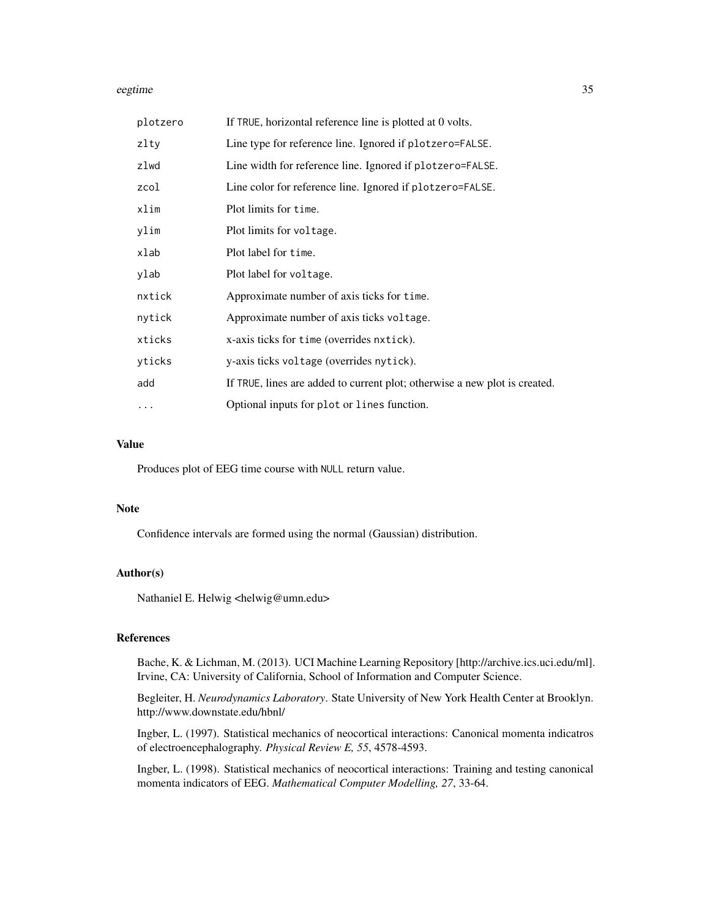| | |
|---|---|
| plotzero | If TRUE, horizontal reference line is plotted at 0 volts. |
| zlty | Line type for reference line. Ignored if plotzero=FALSE. |
| zlwd | Line width for reference line. Ignored if plotzero=FALSE. |
| zcol | Line color for reference line. Ignored if plotzero=FALSE. |
| xlim | Plot limits for time. |
| ylim | Plot limits for voltage. |
| xlab | Plot label for time. |
| ylab | Plot label for voltage. |
| nxtick | Approximate number of axis ticks for time. |
| nytick | Approximate number of axis ticks voltage. |
| xticks | x-axis ticks for time (overrides nxtick). |
| yticks | y-axis ticks voltage (overrides nytick). |
| add | If TRUE, lines are added to current plot; otherwise a new plot is created. |
| ... | Optional inputs for plot or lines function. |

## Value

Produces plot of EEG time course with NULL return value.

## Note

Confidence intervals are formed using the normal (Gaussian) distribution.

## Author(s)

Nathaniel E. Helwig <helwig@umn.edu>

## References

Bache, K. & Lichman, M. (2013). UCI Machine Learning Repository [http://archive.ics.uci.edu/ml]. Irvine, CA: University of California, School of Information and Computer Science.

Begleiter, H. *Neurodynamics Laboratory*. State University of New York Health Center at Brooklyn. http://www.downstate.edu/hbnl/

Ingber, L. (1997). Statistical mechanics of neocortical interactions: Canonical momenta indicatros of electroencephalography. *Physical Review E, 55*, 4578-4593.

Ingber, L. (1998). Statistical mechanics of neocortical interactions: Training and testing canonical momenta indicators of EEG. *Mathematical Computer Modelling, 27*, 33-64.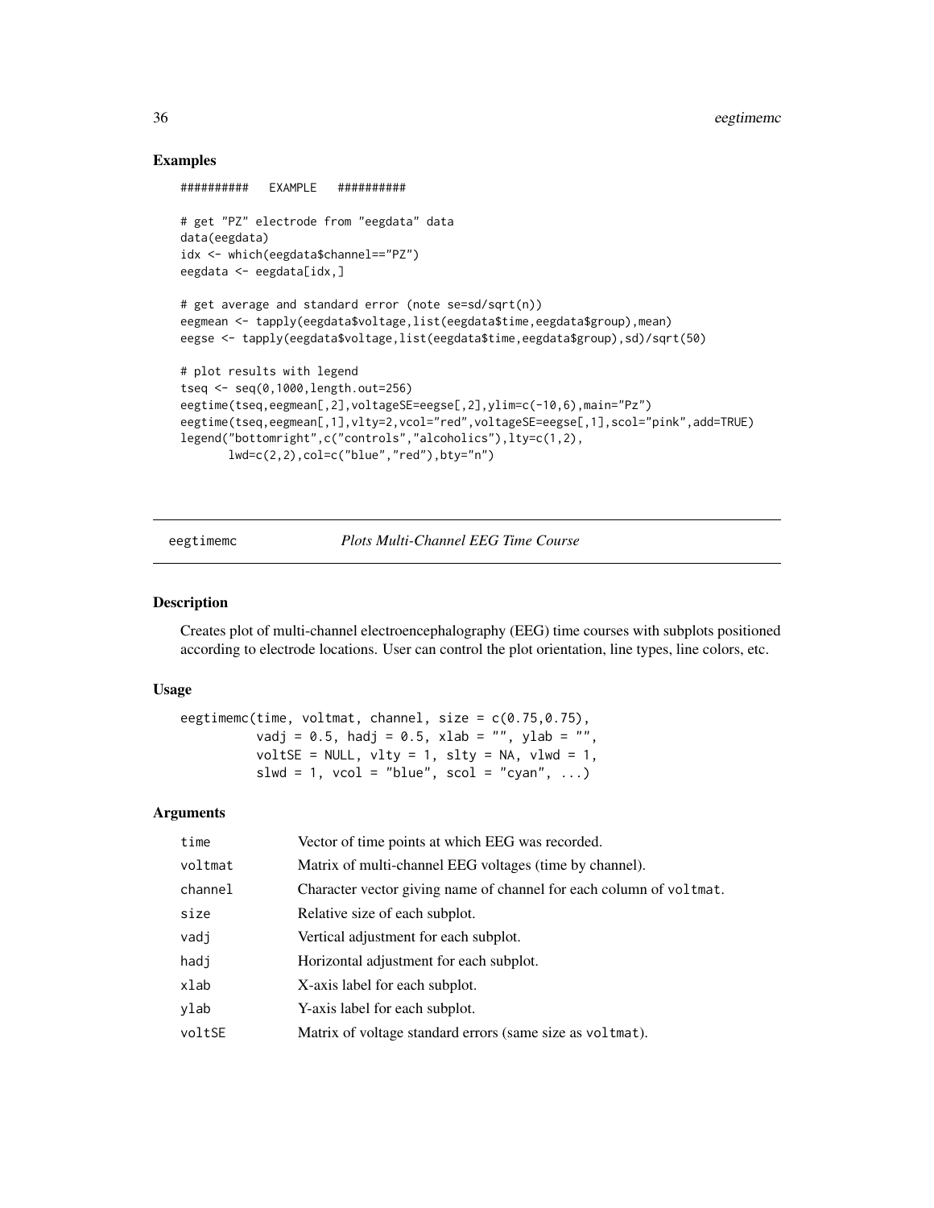## Examples

```
##########   EXAMPLE   ##########

# get "PZ" electrode from "eegdata" data
data(eegdata)
idx <- which(eegdata$channel=="PZ")
eegdata <- eegdata[idx,]

# get average and standard error (note se=sd/sqrt(n))
eegmean <- tapply(eegdata$voltage,list(eegdata$time,eegdata$group),mean)
eegse <- tapply(eegdata$voltage,list(eegdata$time,eegdata$group),sd)/sqrt(50)

# plot results with legend
tseq <- seq(0,1000,length.out=256)
eegtime(tseq,eegmean[,2],voltageSE=eegse[,2],ylim=c(-10,6),main="Pz")
eegtime(tseq,eegmean[,1],vlty=2,vcol="red",voltageSE=eegse[,1],scol="pink",add=TRUE)
legend("bottomright",c("controls","alcoholics"),lty=c(1,2),
       lwd=c(2,2),col=c("blue","red"),bty="n")
```

---

# eegtimemc — *Plots Multi-Channel EEG Time Course*

## Description

Creates plot of multi-channel electroencephalography (EEG) time courses with subplots positioned according to electrode locations. User can control the plot orientation, line types, line colors, etc.

## Usage

```
eegtimemc(time, voltmat, channel, size = c(0.75,0.75),
          vadj = 0.5, hadj = 0.5, xlab = "", ylab = "",
          voltSE = NULL, vlty = 1, slty = NA, vlwd = 1,
          slwd = 1, vcol = "blue", scol = "cyan", ...)
```

## Arguments

| | |
|---|---|
| time | Vector of time points at which EEG was recorded. |
| voltmat | Matrix of multi-channel EEG voltages (time by channel). |
| channel | Character vector giving name of channel for each column of voltmat. |
| size | Relative size of each subplot. |
| vadj | Vertical adjustment for each subplot. |
| hadj | Horizontal adjustment for each subplot. |
| xlab | X-axis label for each subplot. |
| ylab | Y-axis label for each subplot. |
| voltSE | Matrix of voltage standard errors (same size as voltmat). |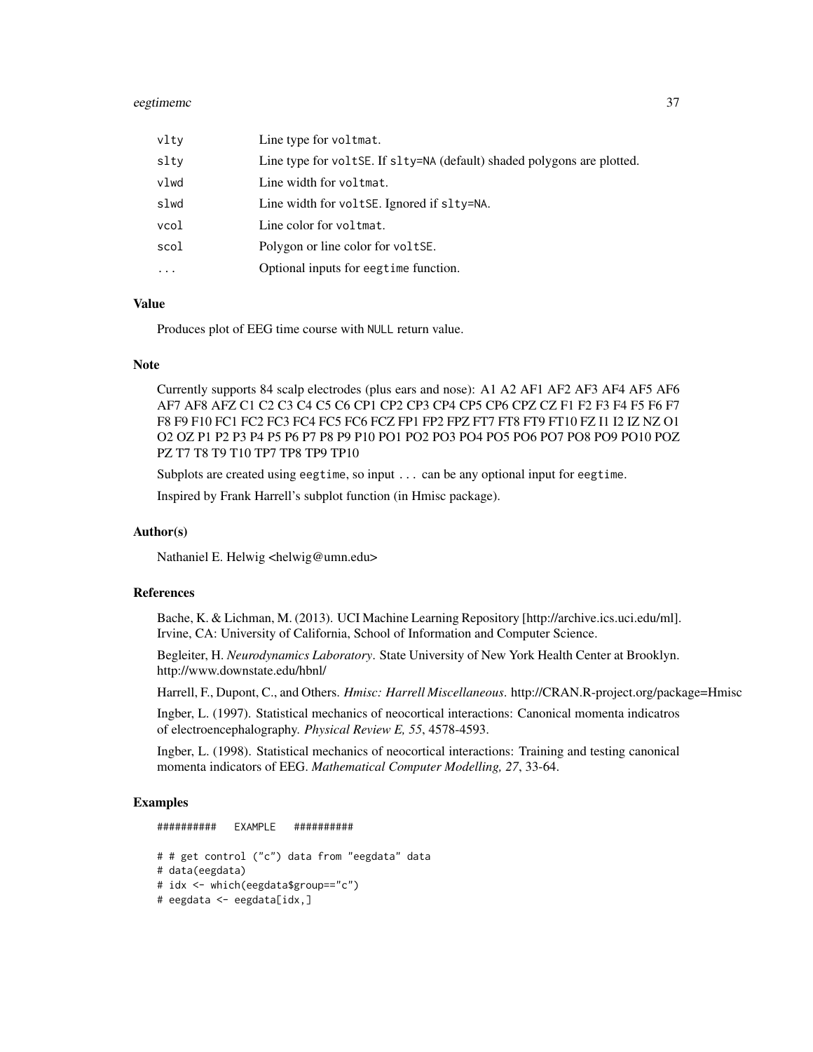| | |
|---|---|
| vlty | Line type for voltmat. |
| slty | Line type for voltSE. If slty=NA (default) shaded polygons are plotted. |
| vlwd | Line width for voltmat. |
| slwd | Line width for voltSE. Ignored if slty=NA. |
| vcol | Line color for voltmat. |
| scol | Polygon or line color for voltSE. |
| ... | Optional inputs for eegtime function. |

### Value

Produces plot of EEG time course with NULL return value.

### Note

Currently supports 84 scalp electrodes (plus ears and nose): A1 A2 AF1 AF2 AF3 AF4 AF5 AF6 AF7 AF8 AFZ C1 C2 C3 C4 C5 C6 CP1 CP2 CP3 CP4 CP5 CP6 CPZ CZ F1 F2 F3 F4 F5 F6 F7 F8 F9 F10 FC1 FC2 FC3 FC4 FC5 FC6 FCZ FP1 FP2 FPZ FT7 FT8 FT9 FT10 FZ I1 I2 IZ NZ O1 O2 OZ P1 P2 P3 P4 P5 P6 P7 P8 P9 P10 PO1 PO2 PO3 PO4 PO5 PO6 PO7 PO8 PO9 PO10 POZ PZ T7 T8 T9 T10 TP7 TP8 TP9 TP10

Subplots are created using eegtime, so input ... can be any optional input for eegtime.

Inspired by Frank Harrell's subplot function (in Hmisc package).

### Author(s)

Nathaniel E. Helwig <helwig@umn.edu>

### References

Bache, K. & Lichman, M. (2013). UCI Machine Learning Repository [http://archive.ics.uci.edu/ml]. Irvine, CA: University of California, School of Information and Computer Science.

Begleiter, H. *Neurodynamics Laboratory*. State University of New York Health Center at Brooklyn. http://www.downstate.edu/hbnl/

Harrell, F., Dupont, C., and Others. *Hmisc: Harrell Miscellaneous*. http://CRAN.R-project.org/package=Hmisc

Ingber, L. (1997). Statistical mechanics of neocortical interactions: Canonical momenta indicatros of electroencephalography. *Physical Review E, 55*, 4578-4593.

Ingber, L. (1998). Statistical mechanics of neocortical interactions: Training and testing canonical momenta indicators of EEG. *Mathematical Computer Modelling, 27*, 33-64.

### Examples

```
##########   EXAMPLE   ##########

# # get control ("c") data from "eegdata" data
# data(eegdata)
# idx <- which(eegdata$group=="c")
# eegdata <- eegdata[idx,]
```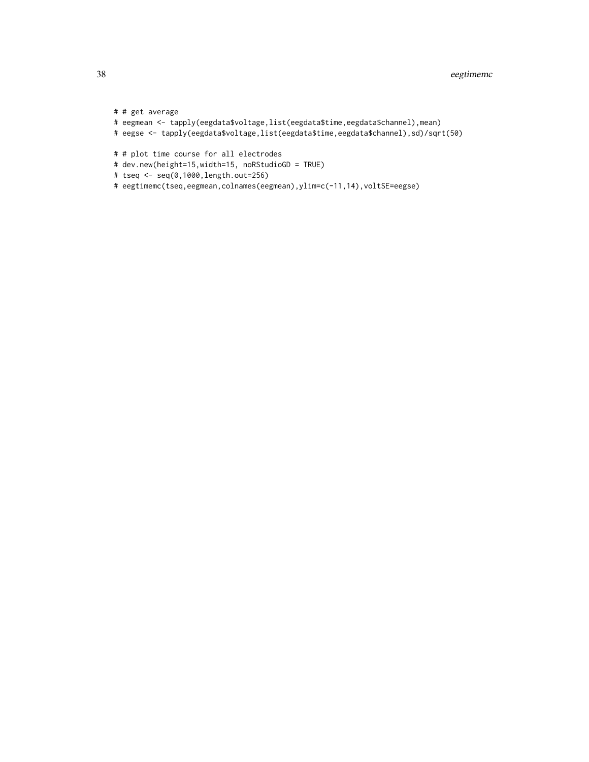```
# # get average
# eegmean <- tapply(eegdata$voltage,list(eegdata$time,eegdata$channel),mean)
# eegse <- tapply(eegdata$voltage,list(eegdata$time,eegdata$channel),sd)/sqrt(50)

# # plot time course for all electrodes
# dev.new(height=15,width=15, noRStudioGD = TRUE)
# tseq <- seq(0,1000,length.out=256)
# eegtimemc(tseq,eegmean,colnames(eegmean),ylim=c(-11,14),voltSE=eegse)
```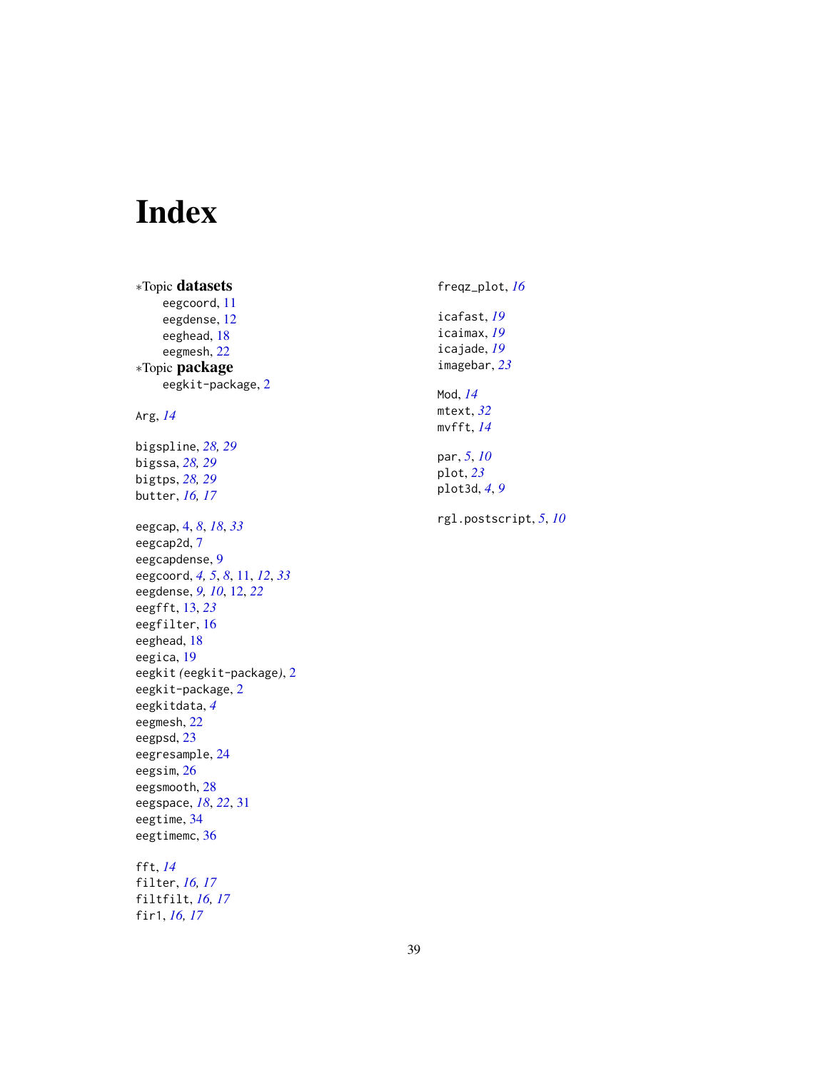# Index

∗Topic **datasets**

eegcoord, 11
eegdense, 12
eeghead, 18
eegmesh, 22

∗Topic **package**

eegkit-package, 2

Arg, *14*

bigspline, *28, 29*
bigssa, *28, 29*
bigtps, *28, 29*
butter, *16, 17*

eegcap, 4, *8*, *18*, *33*
eegcap2d, 7
eegcapdense, 9
eegcoord, *4, 5*, *8*, 11, *12*, *33*
eegdense, *9, 10*, 12, *22*
eegfft, 13, *23*
eegfilter, 16
eeghead, 18
eegica, 19
eegkit *(*eegkit-package*)*, 2
eegkit-package, 2
eegkitdata, *4*
eegmesh, 22
eegpsd, 23
eegresample, 24
eegsim, 26
eegsmooth, 28
eegspace, *18*, *22*, 31
eegtime, 34
eegtimemc, 36

fft, *14*
filter, *16, 17*
filtfilt, *16, 17*
fir1, *16, 17*
freqz_plot, *16*

icafast, *19*
icaimax, *19*
icajade, *19*
imagebar, *23*

Mod, *14*
mtext, *32*
mvfft, *14*

par, *5*, *10*
plot, *23*
plot3d, *4*, *9*

rgl.postscript, *5*, *10*